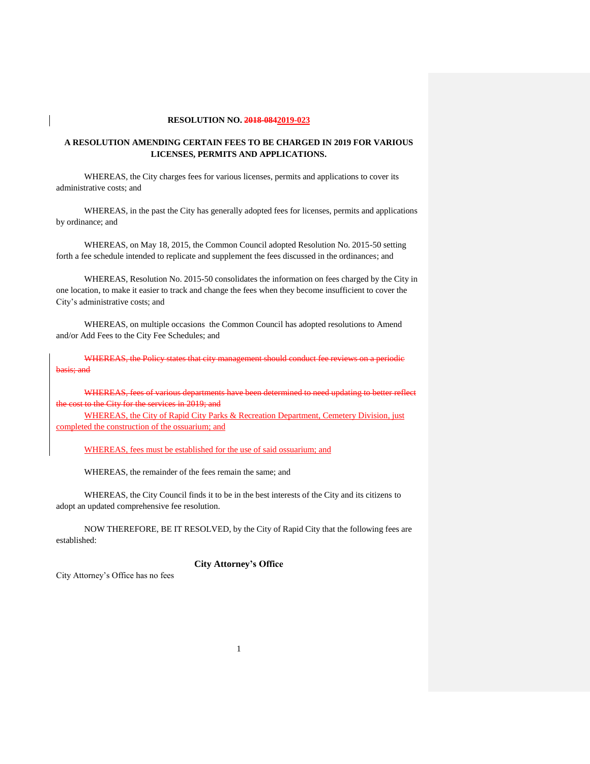**RESOLUTION NO. ~~2018-084~~2019-023**

**A RESOLUTION AMENDING CERTAIN FEES TO BE CHARGED IN 2019 FOR VARIOUS LICENSES, PERMITS AND APPLICATIONS.**

WHEREAS, the City charges fees for various licenses, permits and applications to cover its administrative costs; and

WHEREAS, in the past the City has generally adopted fees for licenses, permits and applications by ordinance; and

WHEREAS, on May 18, 2015, the Common Council adopted Resolution No. 2015-50 setting forth a fee schedule intended to replicate and supplement the fees discussed in the ordinances; and

WHEREAS, Resolution No. 2015-50 consolidates the information on fees charged by the City in one location, to make it easier to track and change the fees when they become insufficient to cover the City's administrative costs; and

WHEREAS, on multiple occasions the Common Council has adopted resolutions to Amend and/or Add Fees to the City Fee Schedules; and

~~WHEREAS, the Policy states that city management should conduct fee reviews on a periodic basis; and~~

~~WHEREAS, fees of various departments have been determined to need updating to better reflect the cost to the City for the services in 2019; and~~

WHEREAS, the City of Rapid City Parks & Recreation Department, Cemetery Division, just completed the construction of the ossuarium; and

WHEREAS, fees must be established for the use of said ossuarium; and

WHEREAS, the remainder of the fees remain the same; and

WHEREAS, the City Council finds it to be in the best interests of the City and its citizens to adopt an updated comprehensive fee resolution.

NOW THEREFORE, BE IT RESOLVED, by the City of Rapid City that the following fees are established:

## City Attorney's Office

City Attorney's Office has no fees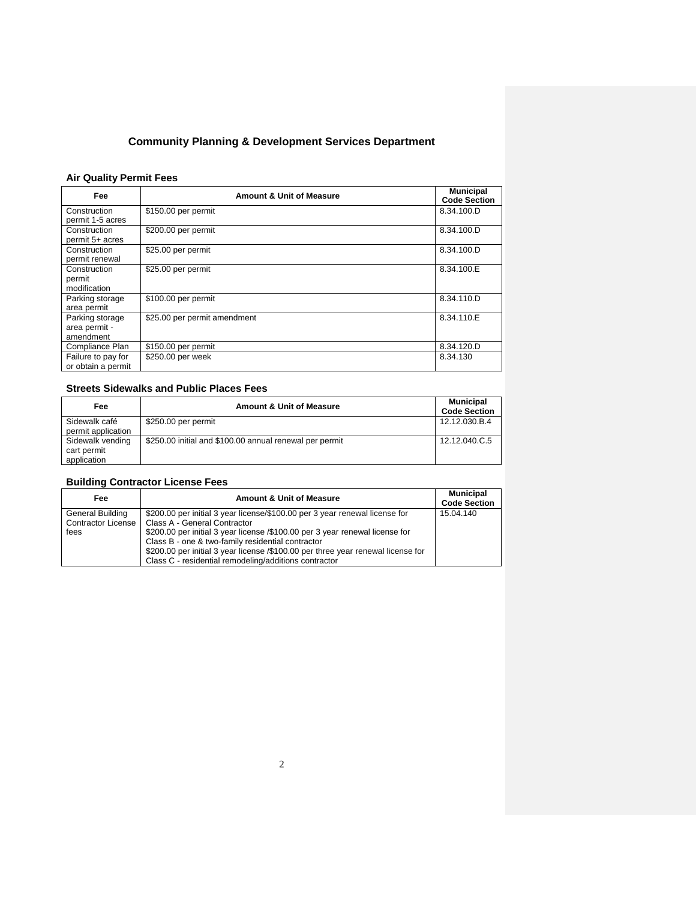## Community Planning & Development Services Department

### Air Quality Permit Fees

| Fee | Amount & Unit of Measure | Municipal Code Section |
|---|---|---|
| Construction permit 1-5 acres | $150.00 per permit | 8.34.100.D |
| Construction permit 5+ acres | $200.00 per permit | 8.34.100.D |
| Construction permit renewal | $25.00 per permit | 8.34.100.D |
| Construction permit modification | $25.00 per permit | 8.34.100.E |
| Parking storage area permit | $100.00 per permit | 8.34.110.D |
| Parking storage area permit - amendment | $25.00 per permit amendment | 8.34.110.E |
| Compliance Plan | $150.00 per permit | 8.34.120.D |
| Failure to pay for or obtain a permit | $250.00 per week | 8.34.130 |

### Streets Sidewalks and Public Places Fees

| Fee | Amount & Unit of Measure | Municipal Code Section |
|---|---|---|
| Sidewalk café permit application | $250.00 per permit | 12.12.030.B.4 |
| Sidewalk vending cart permit application | $250.00 initial and $100.00 annual renewal per permit | 12.12.040.C.5 |

### Building Contractor License Fees

| Fee | Amount & Unit of Measure | Municipal Code Section |
|---|---|---|
| General Building Contractor License fees | $200.00 per initial 3 year license/$100.00 per 3 year renewal license for Class A - General Contractor<br>$200.00 per initial 3 year license /$100.00 per 3 year renewal license for Class B - one & two-family residential contractor<br>$200.00 per initial 3 year license /$100.00 per three year renewal license for Class C - residential remodeling/additions contractor | 15.04.140 |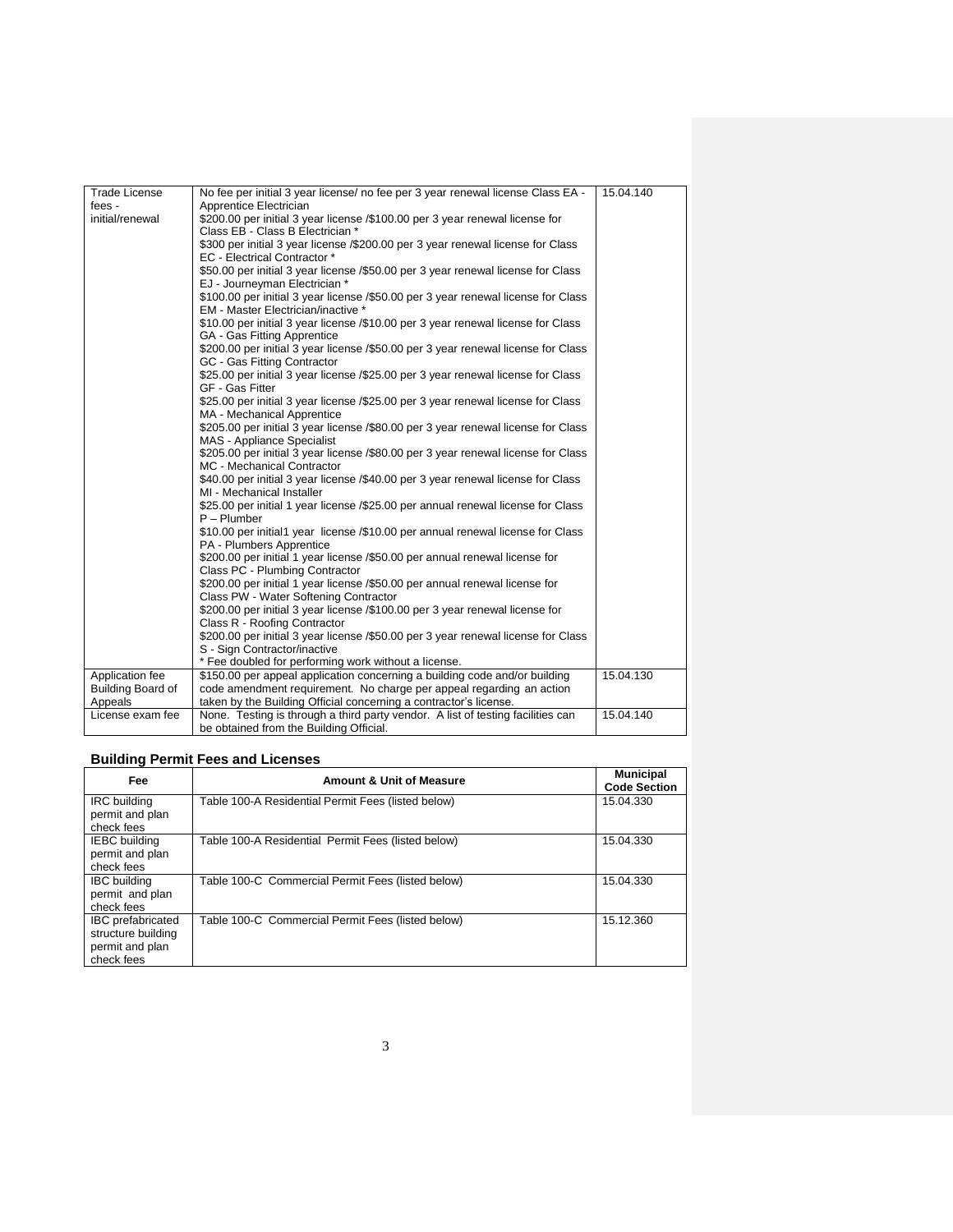| Trade License fees - initial/renewal | No fee per initial 3 year license/ no fee per 3 year renewal license Class EA - Apprentice Electrician<br>$200.00 per initial 3 year license /$100.00 per 3 year renewal license for Class EB - Class B Electrician *<br>$300 per initial 3 year license /$200.00 per 3 year renewal license for Class EC - Electrical Contractor *<br>$50.00 per initial 3 year license /$50.00 per 3 year renewal license for Class EJ - Journeyman Electrician *<br>$100.00 per initial 3 year license /$50.00 per 3 year renewal license for Class EM - Master Electrician/inactive *<br>$10.00 per initial 3 year license /$10.00 per 3 year renewal license for Class GA - Gas Fitting Apprentice<br>$200.00 per initial 3 year license /$50.00 per 3 year renewal license for Class GC - Gas Fitting Contractor<br>$25.00 per initial 3 year license /$25.00 per 3 year renewal license for Class GF - Gas Fitter<br>$25.00 per initial 3 year license /$25.00 per 3 year renewal license for Class MA - Mechanical Apprentice<br>$205.00 per initial 3 year license /$80.00 per 3 year renewal license for Class MAS - Appliance Specialist<br>$205.00 per initial 3 year license /$80.00 per 3 year renewal license for Class MC - Mechanical Contractor<br>$40.00 per initial 3 year license /$40.00 per 3 year renewal license for Class MI - Mechanical Installer<br>$25.00 per initial 1 year license /$25.00 per annual renewal license for Class P – Plumber<br>$10.00 per initial1 year license /$10.00 per annual renewal license for Class PA - Plumbers Apprentice<br>$200.00 per initial 1 year license /$50.00 per annual renewal license for Class PC - Plumbing Contractor<br>$200.00 per initial 1 year license /$50.00 per annual renewal license for Class PW - Water Softening Contractor<br>$200.00 per initial 3 year license /$100.00 per 3 year renewal license for Class R - Roofing Contractor<br>$200.00 per initial 3 year license /$50.00 per 3 year renewal license for Class S - Sign Contractor/inactive<br>* Fee doubled for performing work without a license. | 15.04.140 |
|---|---|---|
| Application fee Building Board of Appeals | $150.00 per appeal application concerning a building code and/or building code amendment requirement. No charge per appeal regarding an action taken by the Building Official concerning a contractor's license. | 15.04.130 |
| License exam fee | None. Testing is through a third party vendor. A list of testing facilities can be obtained from the Building Official. | 15.04.140 |

## Building Permit Fees and Licenses

| Fee | Amount & Unit of Measure | Municipal Code Section |
|---|---|---|
| IRC building permit and plan check fees | Table 100-A Residential Permit Fees (listed below) | 15.04.330 |
| IEBC building permit and plan check fees | Table 100-A Residential Permit Fees (listed below) | 15.04.330 |
| IBC building permit and plan check fees | Table 100-C Commercial Permit Fees (listed below) | 15.04.330 |
| IBC prefabricated structure building permit and plan check fees | Table 100-C Commercial Permit Fees (listed below) | 15.12.360 |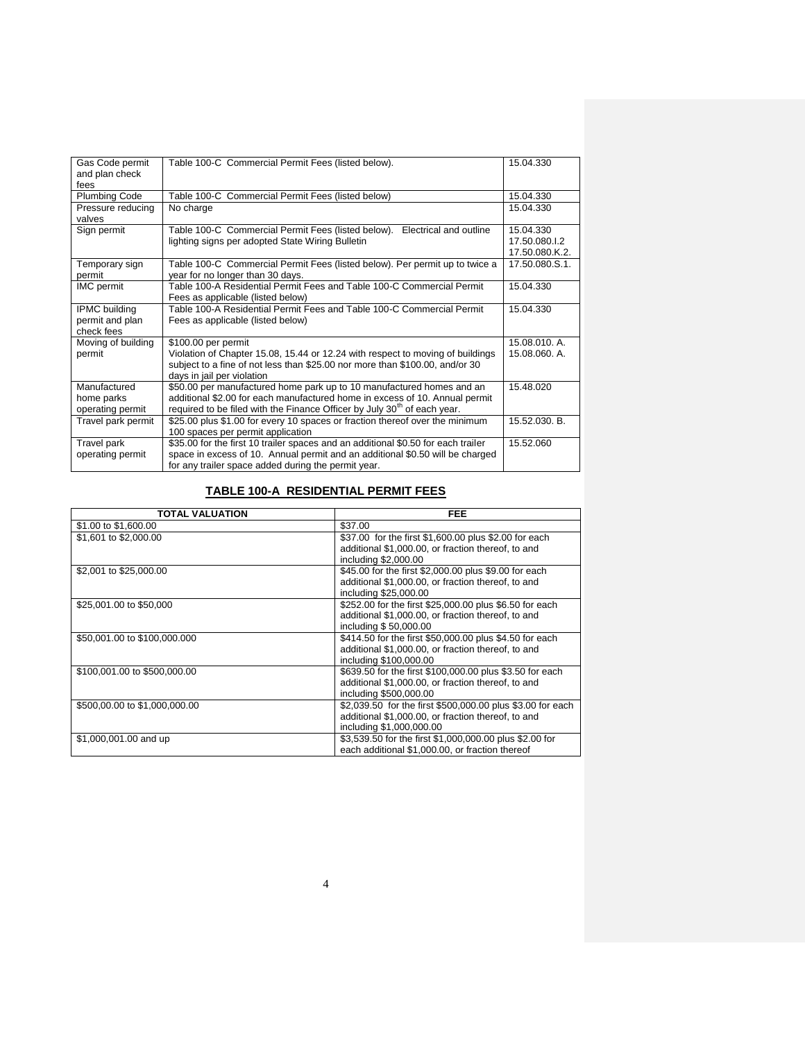| Gas Code permit and plan check fees | Table 100-C Commercial Permit Fees (listed below). | 15.04.330 |
|---|---|---|
| Plumbing Code | Table 100-C Commercial Permit Fees (listed below) | 15.04.330 |
| Pressure reducing valves | No charge | 15.04.330 |
| Sign permit | Table 100-C Commercial Permit Fees (listed below). Electrical and outline lighting signs per adopted State Wiring Bulletin | 15.04.330 17.50.080.I.2 17.50.080.K.2. |
| Temporary sign permit | Table 100-C Commercial Permit Fees (listed below). Per permit up to twice a year for no longer than 30 days. | 17.50.080.S.1. |
| IMC permit | Table 100-A Residential Permit Fees and Table 100-C Commercial Permit Fees as applicable (listed below) | 15.04.330 |
| IPMC building permit and plan check fees | Table 100-A Residential Permit Fees and Table 100-C Commercial Permit Fees as applicable (listed below) | 15.04.330 |
| Moving of building permit | $100.00 per permit<br>Violation of Chapter 15.08, 15.44 or 12.24 with respect to moving of buildings subject to a fine of not less than $25.00 nor more than $100.00, and/or 30 days in jail per violation | 15.08.010. A. 15.08.060. A. |
| Manufactured home parks operating permit | $50.00 per manufactured home park up to 10 manufactured homes and an additional $2.00 for each manufactured home in excess of 10. Annual permit required to be filed with the Finance Officer by July 30th of each year. | 15.48.020 |
| Travel park permit | $25.00 plus $1.00 for every 10 spaces or fraction thereof over the minimum 100 spaces per permit application | 15.52.030. B. |
| Travel park operating permit | $35.00 for the first 10 trailer spaces and an additional $0.50 for each trailer space in excess of 10. Annual permit and an additional $0.50 will be charged for any trailer space added during the permit year. | 15.52.060 |

## TABLE 100-A RESIDENTIAL PERMIT FEES

| TOTAL VALUATION | FEE |
|---|---|
| $1.00 to $1,600.00 | $37.00 |
| $1,601 to $2,000.00 | $37.00 for the first $1,600.00 plus $2.00 for each additional $1,000.00, or fraction thereof, to and including $2,000.00 |
| $2,001 to $25,000.00 | $45.00 for the first $2,000.00 plus $9.00 for each additional $1,000.00, or fraction thereof, to and including $25,000.00 |
| $25,001.00 to $50,000 | $252.00 for the first $25,000.00 plus $6.50 for each additional $1,000.00, or fraction thereof, to and including $ 50,000.00 |
| $50,001.00 to $100,000.000 | $414.50 for the first $50,000.00 plus $4.50 for each additional $1,000.00, or fraction thereof, to and including $100,000.00 |
| $100,001.00 to $500,000.00 | $639.50 for the first $100,000.00 plus $3.50 for each additional $1,000.00, or fraction thereof, to and including $500,000.00 |
| $500,00.00 to $1,000,000.00 | $2,039.50 for the first $500,000.00 plus $3.00 for each additional $1,000.00, or fraction thereof, to and including $1,000,000.00 |
| $1,000,001.00 and up | $3,539.50 for the first $1,000,000.00 plus $2.00 for each additional $1,000.00, or fraction thereof |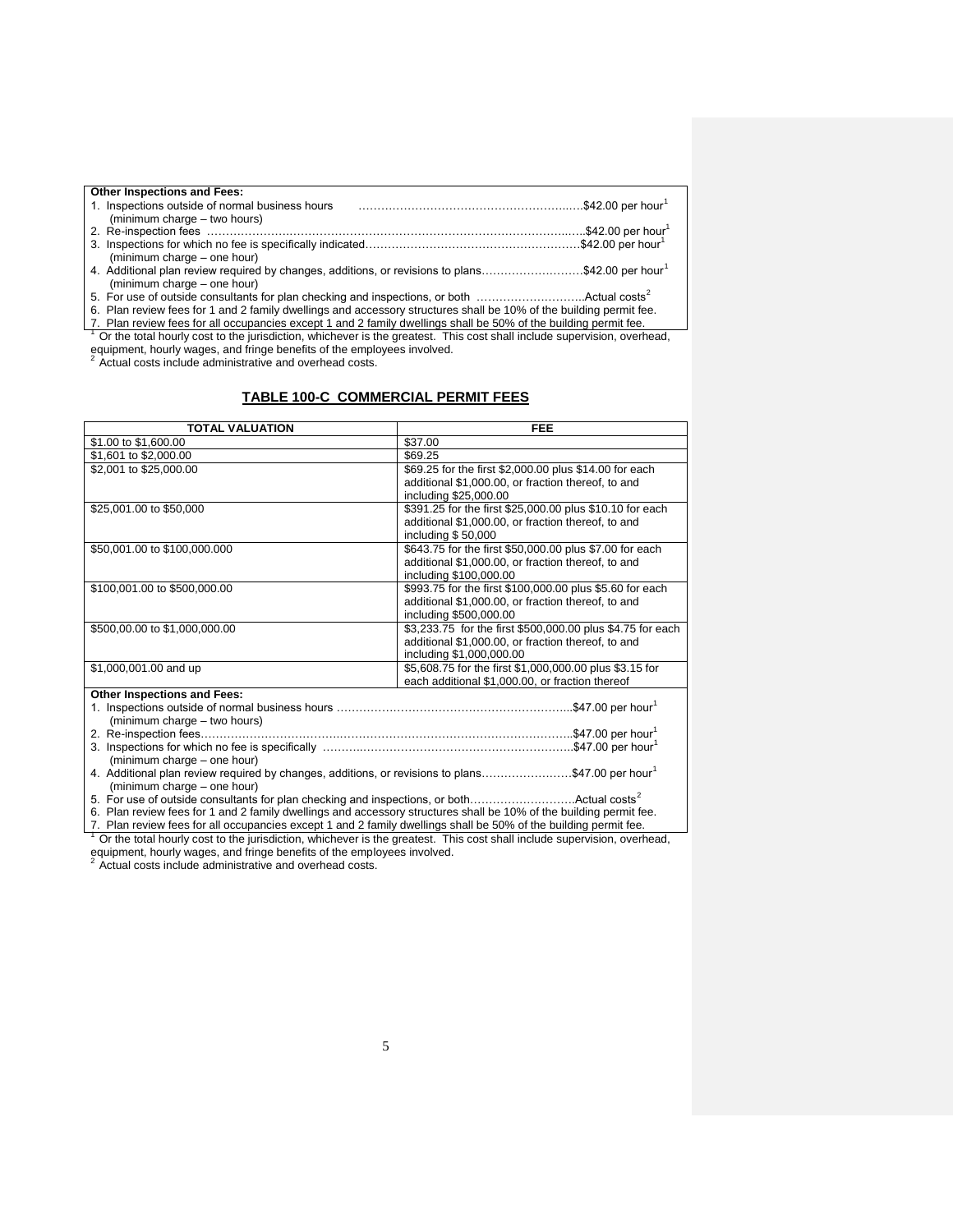**Other Inspections and Fees:**

1. Inspections outside of normal business hours ……………………………………………….….$42.00 per hour[1]
   (minimum charge – two hours)
2. Re-inspection fees ………………………………………………………………………………….….$42.00 per hour[1]
3. Inspections for which no fee is specifically indicated…………………………………………………$42.00 per hour[1]
   (minimum charge – one hour)
4. Additional plan review required by changes, additions, or revisions to plans………………………$42.00 per hour[1]
   (minimum charge – one hour)
5. For use of outside consultants for plan checking and inspections, or both ……………….……….Actual costs[2]
6. Plan review fees for 1 and 2 family dwellings and accessory structures shall be 10% of the building permit fee.
7. Plan review fees for all occupancies except 1 and 2 family dwellings shall be 50% of the building permit fee.

[1] Or the total hourly cost to the jurisdiction, whichever is the greatest. This cost shall include supervision, overhead, equipment, hourly wages, and fringe benefits of the employees involved.
[2] Actual costs include administrative and overhead costs.

## TABLE 100-C COMMERCIAL PERMIT FEES

| TOTAL VALUATION | FEE |
|---|---|
| $1.00 to $1,600.00 | $37.00 |
| $1,601 to $2,000.00 | $69.25 |
| $2,001 to $25,000.00 | $69.25 for the first $2,000.00 plus $14.00 for each additional $1,000.00, or fraction thereof, to and including $25,000.00 |
| $25,001.00 to $50,000 | $391.25 for the first $25,000.00 plus $10.10 for each additional $1,000.00, or fraction thereof, to and including $ 50,000 |
| $50,001.00 to $100,000.000 | $643.75 for the first $50,000.00 plus $7.00 for each additional $1,000.00, or fraction thereof, to and including $100,000.00 |
| $100,001.00 to $500,000.00 | $993.75 for the first $100,000.00 plus $5.60 for each additional $1,000.00, or fraction thereof, to and including $500,000.00 |
| $500,00.00 to $1,000,000.00 | $3,233.75 for the first $500,000.00 plus $4.75 for each additional $1,000.00, or fraction thereof, to and including $1,000,000.00 |
| $1,000,001.00 and up | $5,608.75 for the first $1,000,000.00 plus $3.15 for each additional $1,000.00, or fraction thereof |

**Other Inspections and Fees:**

1. Inspections outside of normal business hours ……………………………………………………..$47.00 per hour[1]
   (minimum charge – two hours)
2. Re-inspection fees……………………………….……………………………………………………..$47.00 per hour[1]
3. Inspections for which no fee is specifically ……….……………………………………………..$47.00 per hour[1]
   (minimum charge – one hour)
4. Additional plan review required by changes, additions, or revisions to plans……………………$47.00 per hour[1]
   (minimum charge – one hour)
5. For use of outside consultants for plan checking and inspections, or both……………………….Actual costs[2]
6. Plan review fees for 1 and 2 family dwellings and accessory structures shall be 10% of the building permit fee.
7. Plan review fees for all occupancies except 1 and 2 family dwellings shall be 50% of the building permit fee.

[1] Or the total hourly cost to the jurisdiction, whichever is the greatest. This cost shall include supervision, overhead, equipment, hourly wages, and fringe benefits of the employees involved.
[2] Actual costs include administrative and overhead costs.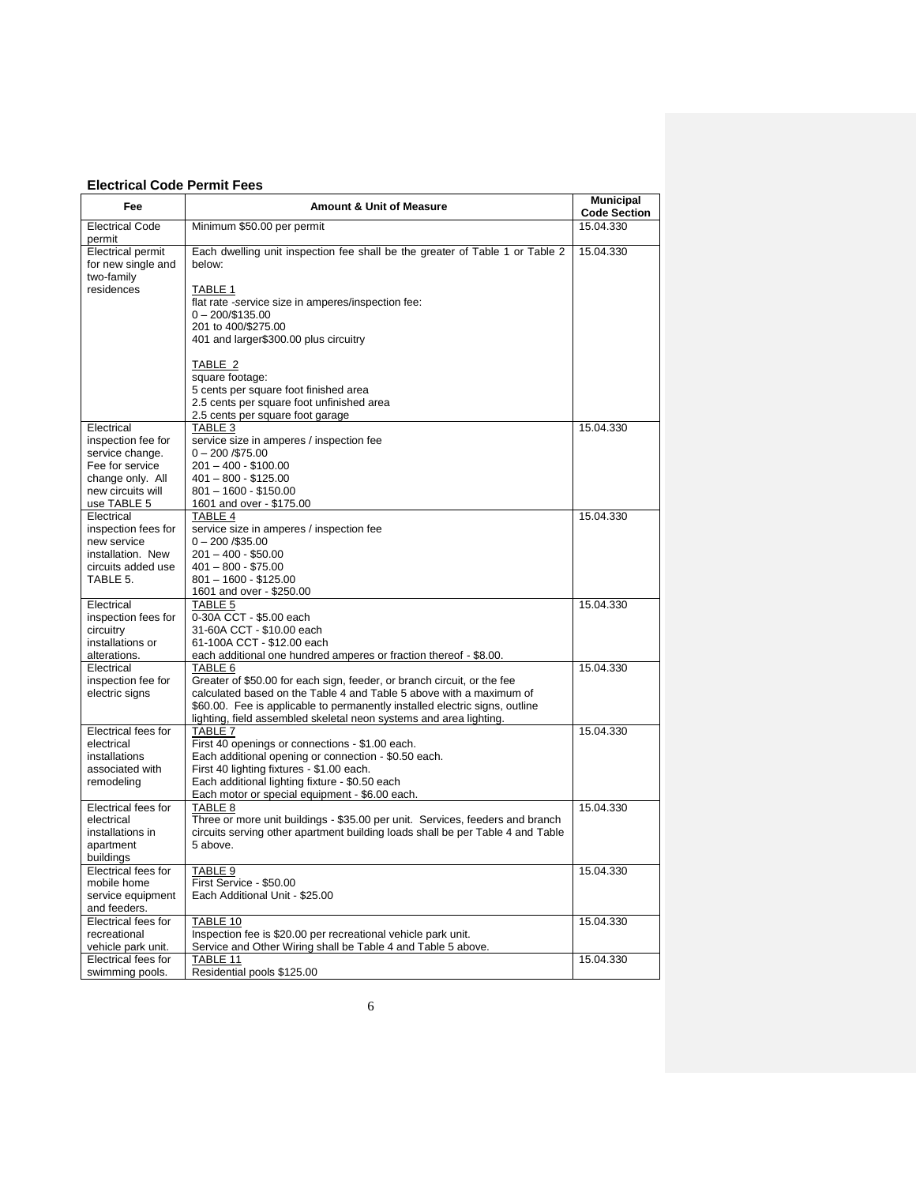### Electrical Code Permit Fees

| Fee | Amount & Unit of Measure | Municipal Code Section |
|---|---|---|
| Electrical Code permit | Minimum $50.00 per permit | 15.04.330 |
| Electrical permit for new single and two-family residences | Each dwelling unit inspection fee shall be the greater of Table 1 or Table 2 below:<br><br>TABLE 1<br>flat rate -service size in amperes/inspection fee:<br>0 – 200/$135.00<br>201 to 400/$275.00<br>401 and larger$300.00 plus circuitry<br><br>TABLE 2<br>square footage:<br>5 cents per square foot finished area<br>2.5 cents per square foot unfinished area<br>2.5 cents per square foot garage | 15.04.330 |
| Electrical inspection fee for service change. Fee for service change only. All new circuits will use TABLE 5 | TABLE 3<br>service size in amperes / inspection fee<br>0 – 200 /$75.00<br>201 – 400 - $100.00<br>401 – 800 - $125.00<br>801 – 1600 - $150.00<br>1601 and over - $175.00 | 15.04.330 |
| Electrical inspection fees for new service installation. New circuits added use TABLE 5. | TABLE 4<br>service size in amperes / inspection fee<br>0 – 200 /$35.00<br>201 – 400 - $50.00<br>401 – 800 - $75.00<br>801 – 1600 - $125.00<br>1601 and over - $250.00 | 15.04.330 |
| Electrical inspection fees for circuitry installations or alterations. | TABLE 5<br>0-30A CCT - $5.00 each<br>31-60A CCT - $10.00 each<br>61-100A CCT - $12.00 each<br>each additional one hundred amperes or fraction thereof - $8.00. | 15.04.330 |
| Electrical inspection fee for electric signs | TABLE 6<br>Greater of $50.00 for each sign, feeder, or branch circuit, or the fee calculated based on the Table 4 and Table 5 above with a maximum of $60.00. Fee is applicable to permanently installed electric signs, outline lighting, field assembled skeletal neon systems and area lighting. | 15.04.330 |
| Electrical fees for electrical installations associated with remodeling | TABLE 7<br>First 40 openings or connections - $1.00 each.<br>Each additional opening or connection - $0.50 each.<br>First 40 lighting fixtures - $1.00 each.<br>Each additional lighting fixture - $0.50 each<br>Each motor or special equipment - $6.00 each. | 15.04.330 |
| Electrical fees for electrical installations in apartment buildings | TABLE 8<br>Three or more unit buildings - $35.00 per unit. Services, feeders and branch circuits serving other apartment building loads shall be per Table 4 and Table 5 above. | 15.04.330 |
| Electrical fees for mobile home service equipment and feeders. | TABLE 9<br>First Service - $50.00<br>Each Additional Unit - $25.00 | 15.04.330 |
| Electrical fees for recreational vehicle park unit. | TABLE 10<br>Inspection fee is $20.00 per recreational vehicle park unit.<br>Service and Other Wiring shall be Table 4 and Table 5 above. | 15.04.330 |
| Electrical fees for swimming pools. | TABLE 11<br>Residential pools $125.00 | 15.04.330 |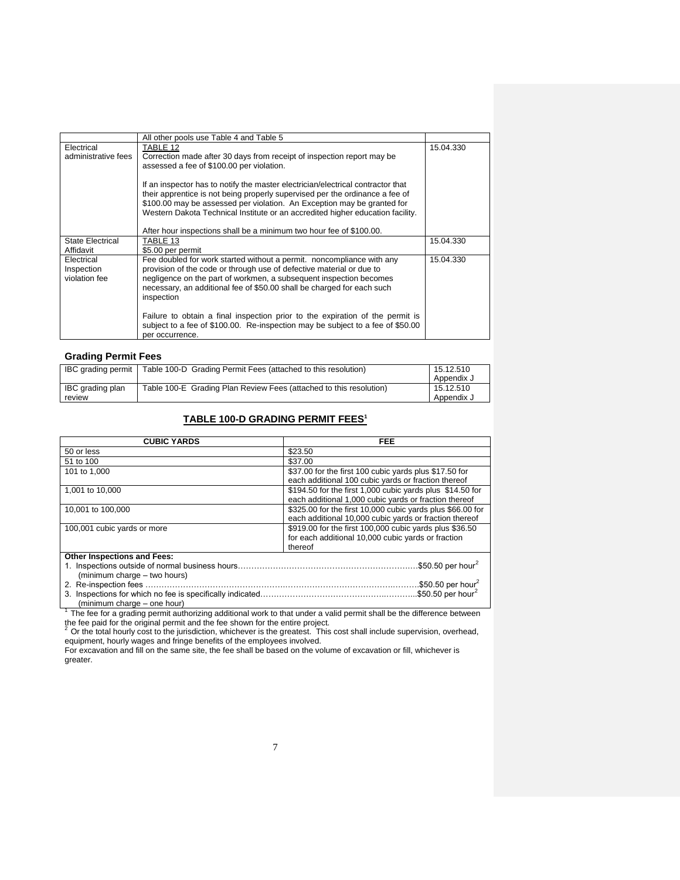| | All other pools use Table 4 and Table 5 | |
|---|---|---|
| Electrical administrative fees | TABLE 12<br>Correction made after 30 days from receipt of inspection report may be assessed a fee of $100.00 per violation.<br><br>If an inspector has to notify the master electrician/electrical contractor that their apprentice is not being properly supervised per the ordinance a fee of $100.00 may be assessed per violation. An Exception may be granted for Western Dakota Technical Institute or an accredited higher education facility.<br><br>After hour inspections shall be a minimum two hour fee of $100.00. | 15.04.330 |
| State Electrical Affidavit | TABLE 13<br>$5.00 per permit | 15.04.330 |
| Electrical Inspection violation fee | Fee doubled for work started without a permit. noncompliance with any provision of the code or through use of defective material or due to negligence on the part of workmen, a subsequent inspection becomes necessary, an additional fee of $50.00 shall be charged for each such inspection<br><br>Failure to obtain a final inspection prior to the expiration of the permit is subject to a fee of $100.00. Re-inspection may be subject to a fee of $50.00 per occurrence. | 15.04.330 |

### Grading Permit Fees

| | | |
|---|---|---|
| IBC grading permit | Table 100-D Grading Permit Fees (attached to this resolution) | 15.12.510 Appendix J |
| IBC grading plan review | Table 100-E Grading Plan Review Fees (attached to this resolution) | 15.12.510 Appendix J |

## TABLE 100-D GRADING PERMIT FEES[1]

| CUBIC YARDS | FEE |
|---|---|
| 50 or less | $23.50 |
| 51 to 100 | $37.00 |
| 101 to 1,000 | $37.00 for the first 100 cubic yards plus $17.50 for each additional 100 cubic yards or fraction thereof |
| 1,001 to 10,000 | $194.50 for the first 1,000 cubic yards plus $14.50 for each additional 1,000 cubic yards or fraction thereof |
| 10,001 to 100,000 | $325.00 for the first 10,000 cubic yards plus $66.00 for each additional 10,000 cubic yards or fraction thereof |
| 100,001 cubic yards or more | $919.00 for the first 100,000 cubic yards plus $36.50 for each additional 10,000 cubic yards or fraction thereof |

**Other Inspections and Fees:**

1. Inspections outside of normal business hours……………………………………………………….$50.50 per hour[2]
   (minimum charge – two hours)
2. Re-inspection fees ……………………………………………………………………………………$50.50 per hour[2]
3. Inspections for which no fee is specifically indicated…………………………………………………..$50.50 per hour[2]
   (minimum charge – one hour)

[1] The fee for a grading permit authorizing additional work to that under a valid permit shall be the difference between the fee paid for the original permit and the fee shown for the entire project.

[2] Or the total hourly cost to the jurisdiction, whichever is the greatest. This cost shall include supervision, overhead, equipment, hourly wages and fringe benefits of the employees involved.

For excavation and fill on the same site, the fee shall be based on the volume of excavation or fill, whichever is greater.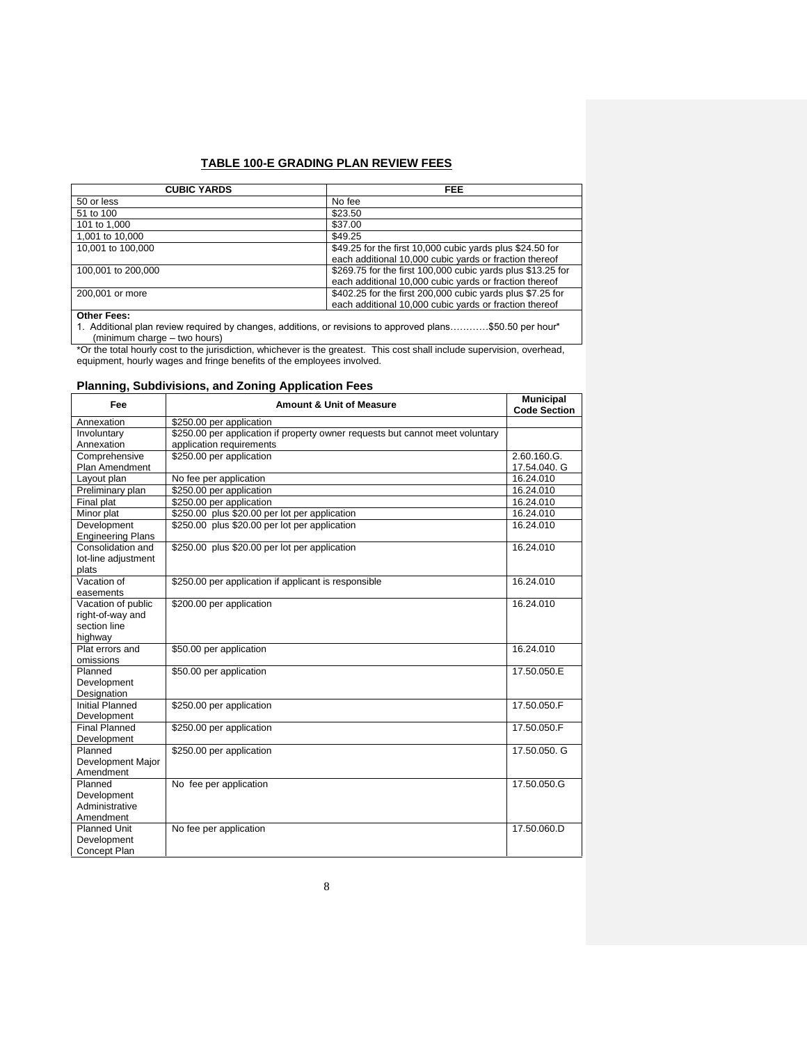## TABLE 100-E GRADING PLAN REVIEW FEES

| CUBIC YARDS | FEE |
|---|---|
| 50 or less | No fee |
| 51 to 100 | $23.50 |
| 101 to 1,000 | $37.00 |
| 1,001 to 10,000 | $49.25 |
| 10,001 to 100,000 | $49.25 for the first 10,000 cubic yards plus $24.50 for each additional 10,000 cubic yards or fraction thereof |
| 100,001 to 200,000 | $269.75 for the first 100,000 cubic yards plus $13.25 for each additional 10,000 cubic yards or fraction thereof |
| 200,001 or more | $402.25 for the first 200,000 cubic yards plus $7.25 for each additional 10,000 cubic yards or fraction thereof |

**Other Fees:**

1. Additional plan review required by changes, additions, or revisions to approved plans…………$50.50 per hour* (minimum charge – two hours)

*Or the total hourly cost to the jurisdiction, whichever is the greatest. This cost shall include supervision, overhead, equipment, hourly wages and fringe benefits of the employees involved.

### Planning, Subdivisions, and Zoning Application Fees

| Fee | Amount & Unit of Measure | Municipal Code Section |
|---|---|---|
| Annexation | $250.00 per application | |
| Involuntary Annexation | $250.00 per application if property owner requests but cannot meet voluntary application requirements | |
| Comprehensive Plan Amendment | $250.00 per application | 2.60.160.G. 17.54.040. G |
| Layout plan | No fee per application | 16.24.010 |
| Preliminary plan | $250.00 per application | 16.24.010 |
| Final plat | $250.00 per application | 16.24.010 |
| Minor plat | $250.00 plus $20.00 per lot per application | 16.24.010 |
| Development Engineering Plans | $250.00 plus $20.00 per lot per application | 16.24.010 |
| Consolidation and lot-line adjustment plats | $250.00 plus $20.00 per lot per application | 16.24.010 |
| Vacation of easements | $250.00 per application if applicant is responsible | 16.24.010 |
| Vacation of public right-of-way and section line highway | $200.00 per application | 16.24.010 |
| Plat errors and omissions | $50.00 per application | 16.24.010 |
| Planned Development Designation | $50.00 per application | 17.50.050.E |
| Initial Planned Development | $250.00 per application | 17.50.050.F |
| Final Planned Development | $250.00 per application | 17.50.050.F |
| Planned Development Major Amendment | $250.00 per application | 17.50.050. G |
| Planned Development Administrative Amendment | No fee per application | 17.50.050.G |
| Planned Unit Development Concept Plan | No fee per application | 17.50.060.D |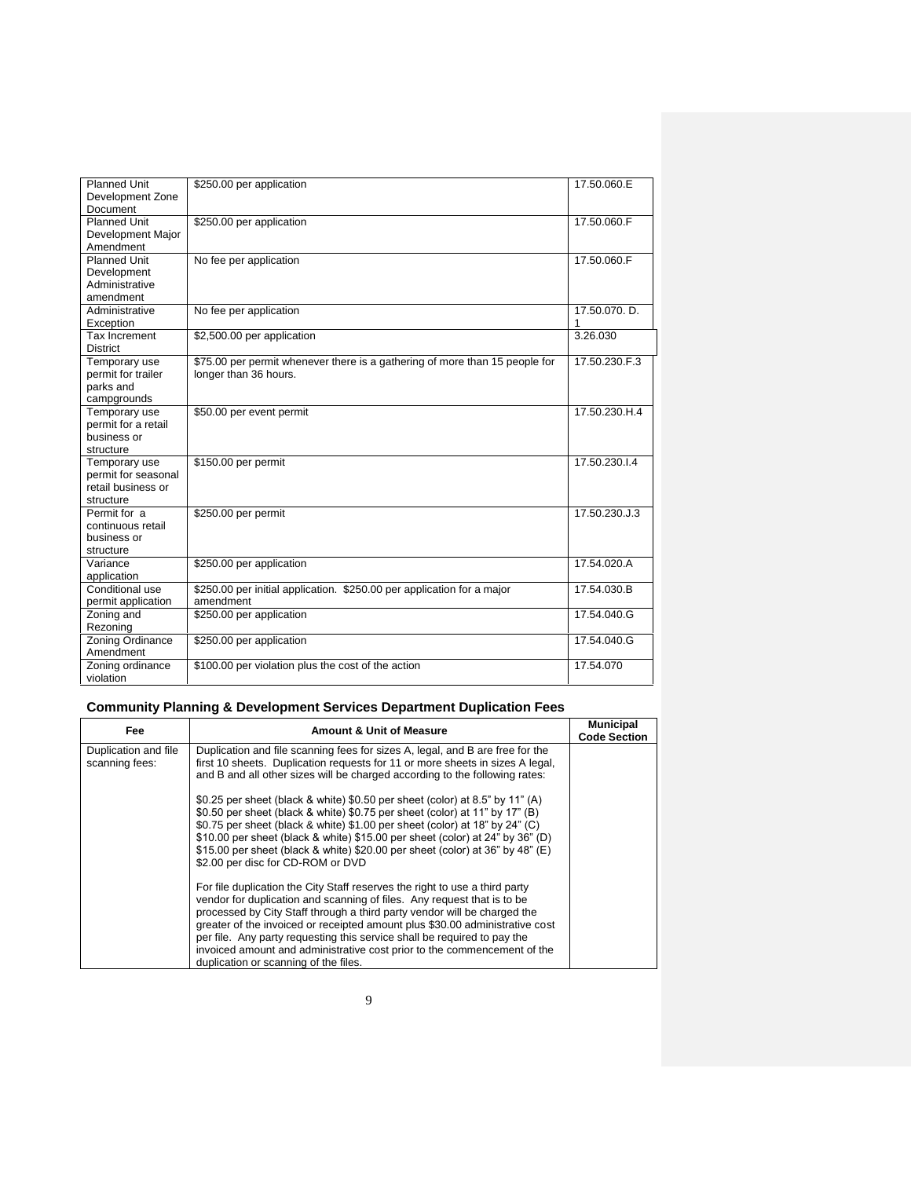| | | |
|---|---|---|
| Planned Unit Development Zone Document | $250.00 per application | 17.50.060.E |
| Planned Unit Development Major Amendment | $250.00 per application | 17.50.060.F |
| Planned Unit Development Administrative amendment | No fee per application | 17.50.060.F |
| Administrative Exception | No fee per application | 17.50.070. D. 1 |
| Tax Increment District | $2,500.00 per application | 3.26.030 |
| Temporary use permit for trailer parks and campgrounds | $75.00 per permit whenever there is a gathering of more than 15 people for longer than 36 hours. | 17.50.230.F.3 |
| Temporary use permit for a retail business or structure | $50.00 per event permit | 17.50.230.H.4 |
| Temporary use permit for seasonal retail business or structure | $150.00 per permit | 17.50.230.I.4 |
| Permit for a continuous retail business or structure | $250.00 per permit | 17.50.230.J.3 |
| Variance application | $250.00 per application | 17.54.020.A |
| Conditional use permit application | $250.00 per initial application. $250.00 per application for a major amendment | 17.54.030.B |
| Zoning and Rezoning | $250.00 per application | 17.54.040.G |
| Zoning Ordinance Amendment | $250.00 per application | 17.54.040.G |
| Zoning ordinance violation | $100.00 per violation plus the cost of the action | 17.54.070 |

### Community Planning & Development Services Department Duplication Fees

| Fee | Amount & Unit of Measure | Municipal Code Section |
|---|---|---|
| Duplication and file scanning fees: | Duplication and file scanning fees for sizes A, legal, and B are free for the first 10 sheets. Duplication requests for 11 or more sheets in sizes A legal, and B and all other sizes will be charged according to the following rates:<br><br>$0.25 per sheet (black & white) $0.50 per sheet (color) at 8.5" by 11" (A)<br>$0.50 per sheet (black & white) $0.75 per sheet (color) at 11" by 17" (B)<br>$0.75 per sheet (black & white) $1.00 per sheet (color) at 18" by 24" (C)<br>$10.00 per sheet (black & white) $15.00 per sheet (color) at 24" by 36" (D)<br>$15.00 per sheet (black & white) $20.00 per sheet (color) at 36" by 48" (E)<br>$2.00 per disc for CD-ROM or DVD<br><br>For file duplication the City Staff reserves the right to use a third party vendor for duplication and scanning of files. Any request that is to be processed by City Staff through a third party vendor will be charged the greater of the invoiced or receipted amount plus $30.00 administrative cost per file. Any party requesting this service shall be required to pay the invoiced amount and administrative cost prior to the commencement of the duplication or scanning of the files. | |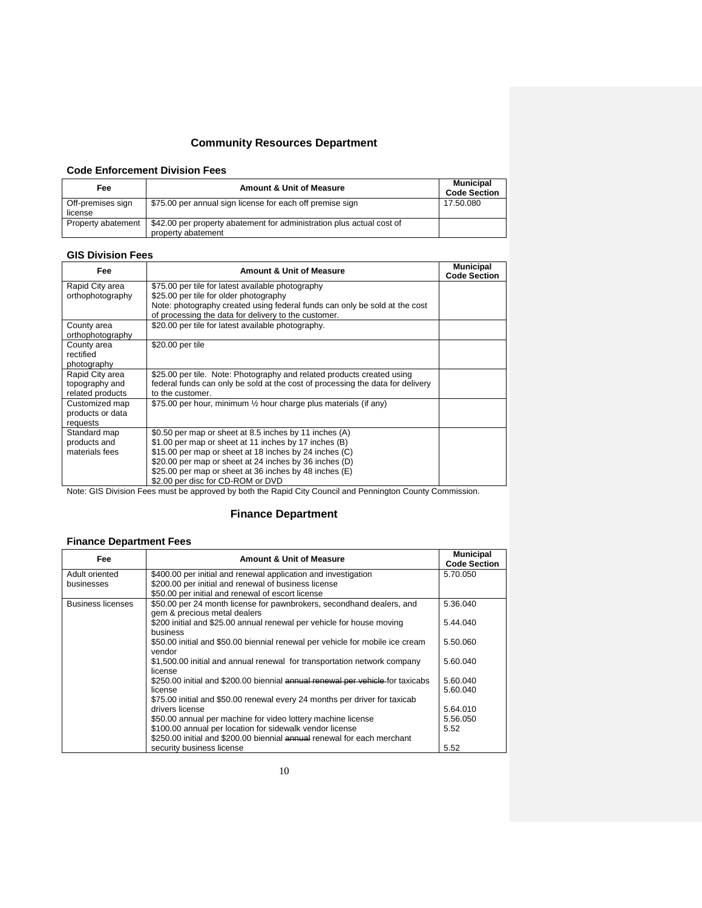# Community Resources Department

## Code Enforcement Division Fees

| Fee | Amount & Unit of Measure | Municipal Code Section |
|---|---|---|
| Off-premises sign license | $75.00 per annual sign license for each off premise sign | 17.50.080 |
| Property abatement | $42.00 per property abatement for administration plus actual cost of property abatement | |

## GIS Division Fees

| Fee | Amount & Unit of Measure | Municipal Code Section |
|---|---|---|
| Rapid City area orthophotography | $75.00 per tile for latest available photography<br>$25.00 per tile for older photography<br>Note: photography created using federal funds can only be sold at the cost of processing the data for delivery to the customer. | |
| County area orthophotography | $20.00 per tile for latest available photography. | |
| County area rectified photography | $20.00 per tile | |
| Rapid City area topography and related products | $25.00 per tile. Note: Photography and related products created using federal funds can only be sold at the cost of processing the data for delivery to the customer. | |
| Customized map products or data requests | $75.00 per hour, minimum ½ hour charge plus materials (if any) | |
| Standard map products and materials fees | $0.50 per map or sheet at 8.5 inches by 11 inches (A)<br>$1.00 per map or sheet at 11 inches by 17 inches (B)<br>$15.00 per map or sheet at 18 inches by 24 inches (C)<br>$20.00 per map or sheet at 24 inches by 36 inches (D)<br>$25.00 per map or sheet at 36 inches by 48 inches (E)<br>$2.00 per disc for CD-ROM or DVD | |

Note: GIS Division Fees must be approved by both the Rapid City Council and Pennington County Commission.

# Finance Department

## Finance Department Fees

| Fee | Amount & Unit of Measure | Municipal Code Section |
|---|---|---|
| Adult oriented businesses | $400.00 per initial and renewal application and investigation<br>$200.00 per initial and renewal of business license<br>$50.00 per initial and renewal of escort license | 5.70.050 |
| Business licenses | $50.00 per 24 month license for pawnbrokers, secondhand dealers, and gem & precious metal dealers<br>$200 initial and $25.00 annual renewal per vehicle for house moving business<br>$50.00 initial and $50.00 biennial renewal per vehicle for mobile ice cream vendor<br>$1,500.00 initial and annual renewal for transportation network company license<br>$250.00 initial and $200.00 biennial ~~annual renewal per vehicle~~ for taxicabs license<br>$75.00 initial and $50.00 renewal every 24 months per driver for taxicab drivers license<br>$50.00 annual per machine for video lottery machine license<br>$100.00 annual per location for sidewalk vendor license<br>$250.00 initial and $200.00 biennial ~~annual~~ renewal for each merchant security business license | 5.36.040<br>5.44.040<br>5.50.060<br>5.60.040<br>5.60.040<br>5.60.040<br>5.64.010<br>5.56.050<br>5.52<br>5.52 |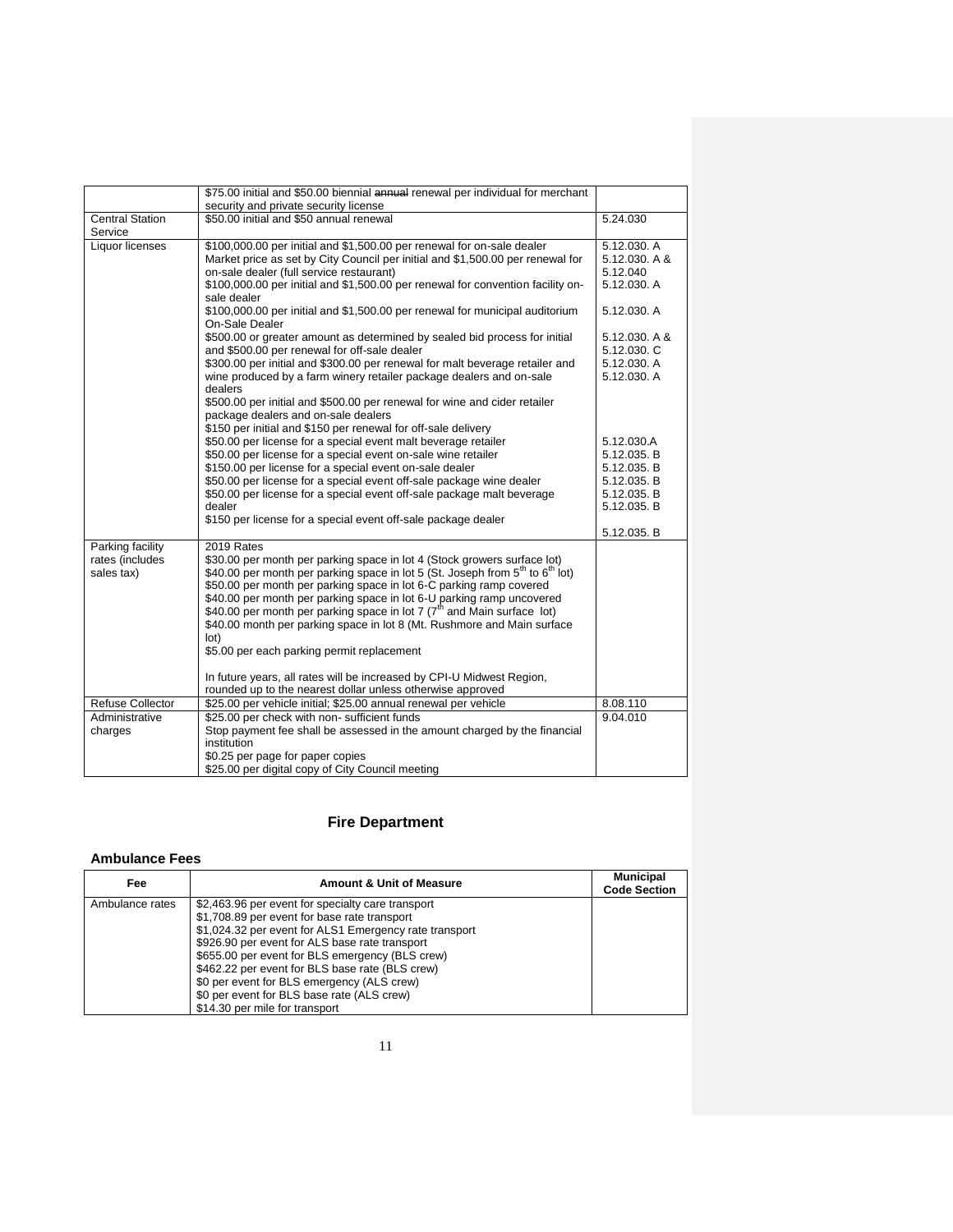| | | |
|---|---|---|
| | $75.00 initial and $50.00 biennial ~~annual~~ renewal per individual for merchant security and private security license | |
| Central Station Service | $50.00 initial and $50 annual renewal | 5.24.030 |
| Liquor licenses | $100,000.00 per initial and $1,500.00 per renewal for on-sale dealer<br>Market price as set by City Council per initial and $1,500.00 per renewal for on-sale dealer (full service restaurant)<br>$100,000.00 per initial and $1,500.00 per renewal for convention facility on-sale dealer<br>$100,000.00 per initial and $1,500.00 per renewal for municipal auditorium On-Sale Dealer<br>$500.00 or greater amount as determined by sealed bid process for initial and $500.00 per renewal for off-sale dealer<br>$300.00 per initial and $300.00 per renewal for malt beverage retailer and wine produced by a farm winery retailer package dealers and on-sale dealers<br>$500.00 per initial and $500.00 per renewal for wine and cider retailer package dealers and on-sale dealers<br>$150 per initial and $150 per renewal for off-sale delivery<br>$50.00 per license for a special event malt beverage retailer<br>$50.00 per license for a special event on-sale wine retailer<br>$150.00 per license for a special event on-sale dealer<br>$50.00 per license for a special event off-sale package wine dealer<br>$50.00 per license for a special event off-sale package malt beverage dealer<br>$150 per license for a special event off-sale package dealer | 5.12.030. A<br>5.12.030. A &<br>5.12.040<br>5.12.030. A<br><br>5.12.030. A<br><br>5.12.030. A &<br>5.12.030. C<br>5.12.030. A<br>5.12.030. A<br><br><br><br>5.12.030.A<br>5.12.035. B<br>5.12.035. B<br>5.12.035. B<br>5.12.035. B<br>5.12.035. B<br><br>5.12.035. B |
| Parking facility rates (includes sales tax) | 2019 Rates<br>$30.00 per month per parking space in lot 4 (Stock growers surface lot)<br>$40.00 per month per parking space in lot 5 (St. Joseph from 5th to 6th lot)<br>$50.00 per month per parking space in lot 6-C parking ramp covered<br>$40.00 per month per parking space in lot 6-U parking ramp uncovered<br>$40.00 per month per parking space in lot 7 (7th and Main surface lot)<br>$40.00 month per parking space in lot 8 (Mt. Rushmore and Main surface lot)<br>$5.00 per each parking permit replacement<br><br>In future years, all rates will be increased by CPI-U Midwest Region, rounded up to the nearest dollar unless otherwise approved | |
| Refuse Collector | $25.00 per vehicle initial; $25.00 annual renewal per vehicle | 8.08.110 |
| Administrative charges | $25.00 per check with non- sufficient funds<br>Stop payment fee shall be assessed in the amount charged by the financial institution<br>$0.25 per page for paper copies<br>$25.00 per digital copy of City Council meeting | 9.04.010 |

# Fire Department

## Ambulance Fees

| Fee | Amount & Unit of Measure | Municipal Code Section |
|---|---|---|
| Ambulance rates | $2,463.96 per event for specialty care transport<br>$1,708.89 per event for base rate transport<br>$1,024.32 per event for ALS1 Emergency rate transport<br>$926.90 per event for ALS base rate transport<br>$655.00 per event for BLS emergency (BLS crew)<br>$462.22 per event for BLS base rate (BLS crew)<br>$0 per event for BLS emergency (ALS crew)<br>$0 per event for BLS base rate (ALS crew)<br>$14.30 per mile for transport | |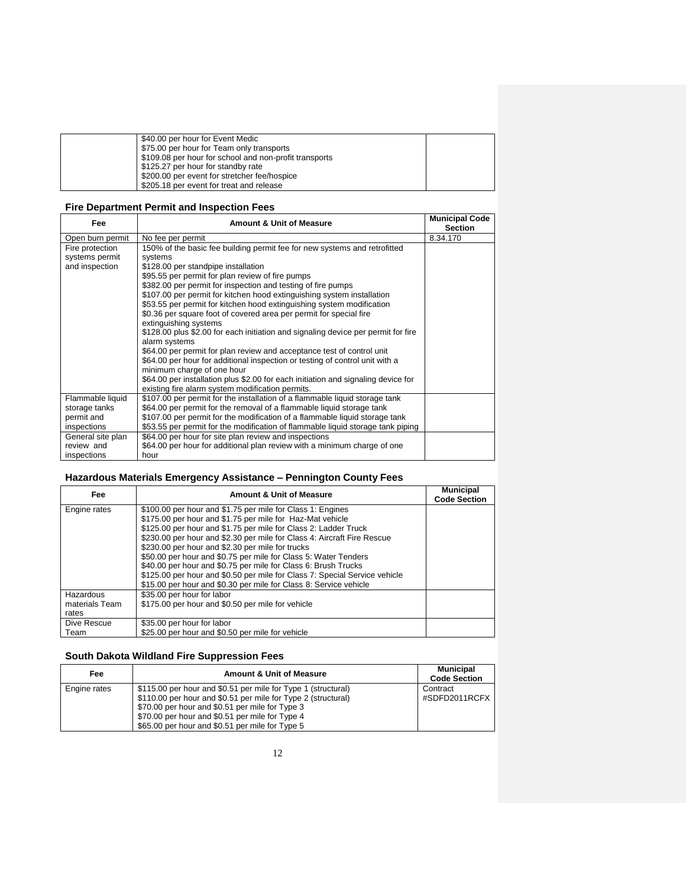| | | |
|---|---|---|
| | $40.00 per hour for Event Medic<br>$75.00 per hour for Team only transports<br>$109.08 per hour for school and non-profit transports<br>$125.27 per hour for standby rate<br>$200.00 per event for stretcher fee/hospice<br>$205.18 per event for treat and release | |

### Fire Department Permit and Inspection Fees

| Fee | Amount & Unit of Measure | Municipal Code Section |
|---|---|---|
| Open burn permit | No fee per permit | 8.34.170 |
| Fire protection systems permit and inspection | 150% of the basic fee building permit fee for new systems and retrofitted systems<br>$128.00 per standpipe installation<br>$95.55 per permit for plan review of fire pumps<br>$382.00 per permit for inspection and testing of fire pumps<br>$107.00 per permit for kitchen hood extinguishing system installation<br>$53.55 per permit for kitchen hood extinguishing system modification<br>$0.36 per square foot of covered area per permit for special fire extinguishing systems<br>$128.00 plus $2.00 for each initiation and signaling device per permit for fire alarm systems<br>$64.00 per permit for plan review and acceptance test of control unit<br>$64.00 per hour for additional inspection or testing of control unit with a minimum charge of one hour<br>$64.00 per installation plus $2.00 for each initiation and signaling device for existing fire alarm system modification permits. | |
| Flammable liquid storage tanks permit and inspections | $107.00 per permit for the installation of a flammable liquid storage tank<br>$64.00 per permit for the removal of a flammable liquid storage tank<br>$107.00 per permit for the modification of a flammable liquid storage tank<br>$53.55 per permit for the modification of flammable liquid storage tank piping | |
| General site plan review and inspections | $64.00 per hour for site plan review and inspections<br>$64.00 per hour for additional plan review with a minimum charge of one hour | |

### Hazardous Materials Emergency Assistance – Pennington County Fees

| Fee | Amount & Unit of Measure | Municipal Code Section |
|---|---|---|
| Engine rates | $100.00 per hour and $1.75 per mile for Class 1: Engines<br>$175.00 per hour and $1.75 per mile for Haz-Mat vehicle<br>$125.00 per hour and $1.75 per mile for Class 2: Ladder Truck<br>$230.00 per hour and $2.30 per mile for Class 4: Aircraft Fire Rescue<br>$230.00 per hour and $2.30 per mile for trucks<br>$50.00 per hour and $0.75 per mile for Class 5: Water Tenders<br>$40.00 per hour and $0.75 per mile for Class 6: Brush Trucks<br>$125.00 per hour and $0.50 per mile for Class 7: Special Service vehicle<br>$15.00 per hour and $0.30 per mile for Class 8: Service vehicle | |
| Hazardous materials Team rates | $35.00 per hour for labor<br>$175.00 per hour and $0.50 per mile for vehicle | |
| Dive Rescue Team | $35.00 per hour for labor<br>$25.00 per hour and $0.50 per mile for vehicle | |

### South Dakota Wildland Fire Suppression Fees

| Fee | Amount & Unit of Measure | Municipal Code Section |
|---|---|---|
| Engine rates | $115.00 per hour and $0.51 per mile for Type 1 (structural)<br>$110.00 per hour and $0.51 per mile for Type 2 (structural)<br>$70.00 per hour and $0.51 per mile for Type 3<br>$70.00 per hour and $0.51 per mile for Type 4<br>$65.00 per hour and $0.51 per mile for Type 5 | Contract #SDFD2011RCFX |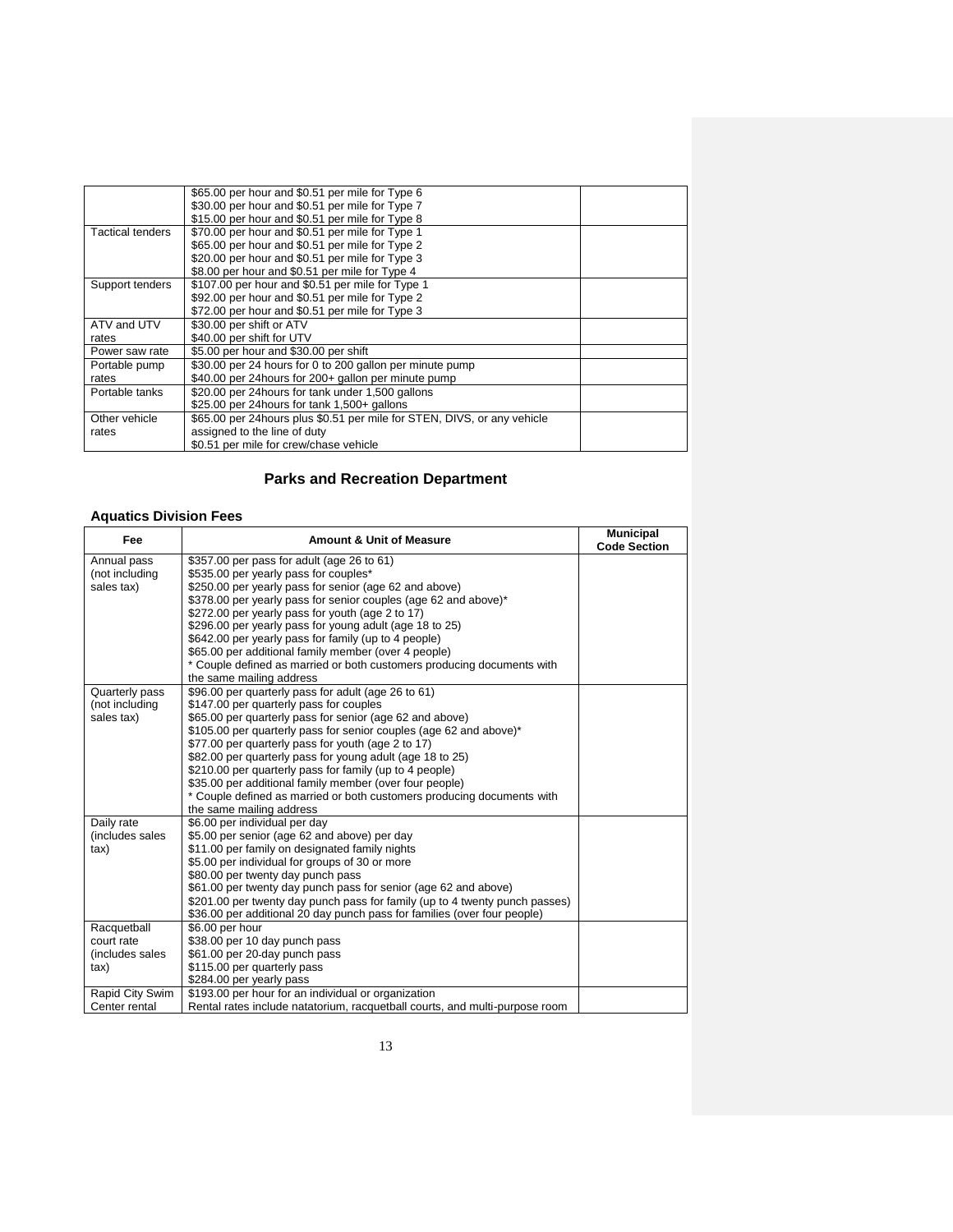| | | |
|---|---|---|
| | \$65.00 per hour and \$0.51 per mile for Type 6<br>\$30.00 per hour and \$0.51 per mile for Type 7<br>\$15.00 per hour and \$0.51 per mile for Type 8 | |
| Tactical tenders | \$70.00 per hour and \$0.51 per mile for Type 1<br>\$65.00 per hour and \$0.51 per mile for Type 2<br>\$20.00 per hour and \$0.51 per mile for Type 3<br>\$8.00 per hour and \$0.51 per mile for Type 4 | |
| Support tenders | \$107.00 per hour and \$0.51 per mile for Type 1<br>\$92.00 per hour and \$0.51 per mile for Type 2<br>\$72.00 per hour and \$0.51 per mile for Type 3 | |
| ATV and UTV rates | \$30.00 per shift or ATV<br>\$40.00 per shift for UTV | |
| Power saw rate | \$5.00 per hour and \$30.00 per shift | |
| Portable pump rates | \$30.00 per 24 hours for 0 to 200 gallon per minute pump<br>\$40.00 per 24hours for 200+ gallon per minute pump | |
| Portable tanks | \$20.00 per 24hours for tank under 1,500 gallons<br>\$25.00 per 24hours for tank 1,500+ gallons | |
| Other vehicle rates | \$65.00 per 24hours plus \$0.51 per mile for STEN, DIVS, or any vehicle assigned to the line of duty<br>\$0.51 per mile for crew/chase vehicle | |

## Parks and Recreation Department

### Aquatics Division Fees

| Fee | Amount & Unit of Measure | Municipal Code Section |
|---|---|---|
| Annual pass (not including sales tax) | \$357.00 per pass for adult (age 26 to 61)<br>\$535.00 per yearly pass for couples*<br>\$250.00 per yearly pass for senior (age 62 and above)<br>\$378.00 per yearly pass for senior couples (age 62 and above)*<br>\$272.00 per yearly pass for youth (age 2 to 17)<br>\$296.00 per yearly pass for young adult (age 18 to 25)<br>\$642.00 per yearly pass for family (up to 4 people)<br>\$65.00 per additional family member (over 4 people)<br>* Couple defined as married or both customers producing documents with the same mailing address | |
| Quarterly pass (not including sales tax) | \$96.00 per quarterly pass for adult (age 26 to 61)<br>\$147.00 per quarterly pass for couples<br>\$65.00 per quarterly pass for senior (age 62 and above)<br>\$105.00 per quarterly pass for senior couples (age 62 and above)*<br>\$77.00 per quarterly pass for youth (age 2 to 17)<br>\$82.00 per quarterly pass for young adult (age 18 to 25)<br>\$210.00 per quarterly pass for family (up to 4 people)<br>\$35.00 per additional family member (over four people)<br>* Couple defined as married or both customers producing documents with the same mailing address | |
| Daily rate (includes sales tax) | \$6.00 per individual per day<br>\$5.00 per senior (age 62 and above) per day<br>\$11.00 per family on designated family nights<br>\$5.00 per individual for groups of 30 or more<br>\$80.00 per twenty day punch pass<br>\$61.00 per twenty day punch pass for senior (age 62 and above)<br>\$201.00 per twenty day punch pass for family (up to 4 twenty punch passes)<br>\$36.00 per additional 20 day punch pass for families (over four people) | |
| Racquetball court rate (includes sales tax) | \$6.00 per hour<br>\$38.00 per 10 day punch pass<br>\$61.00 per 20-day punch pass<br>\$115.00 per quarterly pass<br>\$284.00 per yearly pass | |
| Rapid City Swim Center rental | \$193.00 per hour for an individual or organization<br>Rental rates include natatorium, racquetball courts, and multi-purpose room | |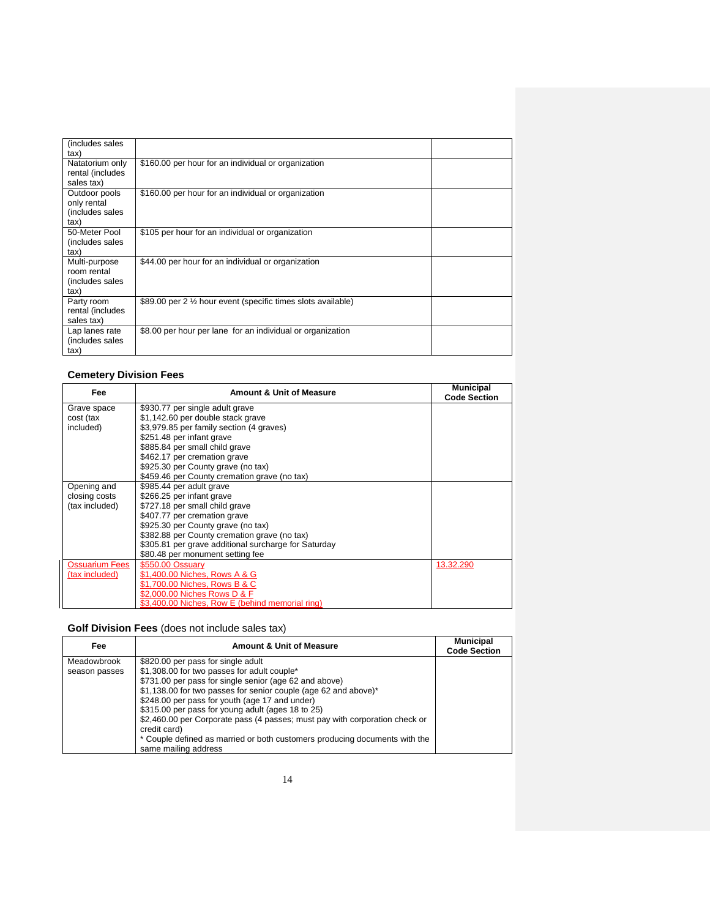| (includes sales tax) | | |
|---|---|---|
| Natatorium only rental (includes sales tax) | $160.00 per hour for an individual or organization | |
| Outdoor pools only rental (includes sales tax) | $160.00 per hour for an individual or organization | |
| 50-Meter Pool (includes sales tax) | $105 per hour for an individual or organization | |
| Multi-purpose room rental (includes sales tax) | $44.00 per hour for an individual or organization | |
| Party room rental (includes sales tax) | $89.00 per 2 ½ hour event (specific times slots available) | |
| Lap lanes rate (includes sales tax) | $8.00 per hour per lane for an individual or organization | |

### Cemetery Division Fees

| Fee | Amount & Unit of Measure | Municipal Code Section |
|---|---|---|
| Grave space cost (tax included) | $930.77 per single adult grave<br>$1,142.60 per double stack grave<br>$3,979.85 per family section (4 graves)<br>$251.48 per infant grave<br>$885.84 per small child grave<br>$462.17 per cremation grave<br>$925.30 per County grave (no tax)<br>$459.46 per County cremation grave (no tax) | |
| Opening and closing costs (tax included) | $985.44 per adult grave<br>$266.25 per infant grave<br>$727.18 per small child grave<br>$407.77 per cremation grave<br>$925.30 per County grave (no tax)<br>$382.88 per County cremation grave (no tax)<br>$305.81 per grave additional surcharge for Saturday<br>$80.48 per monument setting fee | |
| Ossuarium Fees (tax included) | $550.00 Ossuary<br>$1,400.00 Niches, Rows A & G<br>$1,700.00 Niches, Rows B & C<br>$2,000.00 Niches Rows D & F<br>$3,400.00 Niches, Row E (behind memorial ring) | 13.32.290 |

### Golf Division Fees (does not include sales tax)

| Fee | Amount & Unit of Measure | Municipal Code Section |
|---|---|---|
| Meadowbrook season passes | $820.00 per pass for single adult<br>$1,308.00 for two passes for adult couple*<br>$731.00 per pass for single senior (age 62 and above)<br>$1,138.00 for two passes for senior couple (age 62 and above)*<br>$248.00 per pass for youth (age 17 and under)<br>$315.00 per pass for young adult (ages 18 to 25)<br>$2,460.00 per Corporate pass (4 passes; must pay with corporation check or credit card)<br>* Couple defined as married or both customers producing documents with the same mailing address | |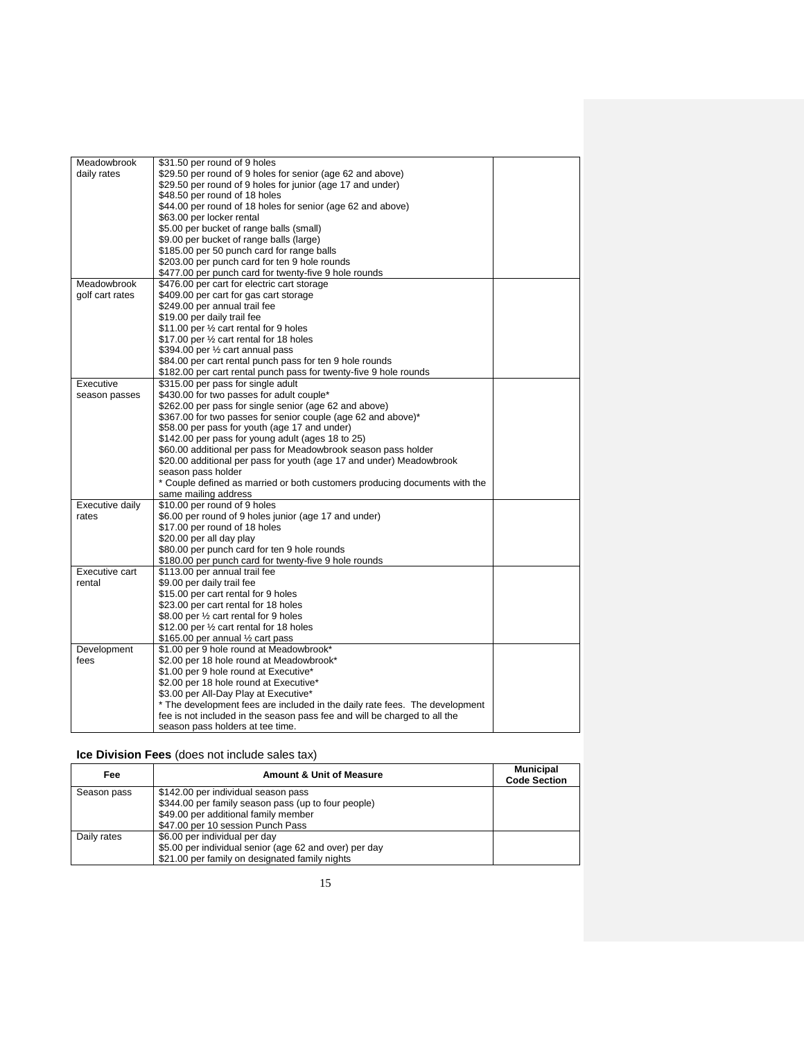| | | |
|---|---|---|
| Meadowbrook daily rates | $31.50 per round of 9 holes<br>$29.50 per round of 9 holes for senior (age 62 and above)<br>$29.50 per round of 9 holes for junior (age 17 and under)<br>$48.50 per round of 18 holes<br>$44.00 per round of 18 holes for senior (age 62 and above)<br>$63.00 per locker rental<br>$5.00 per bucket of range balls (small)<br>$9.00 per bucket of range balls (large)<br>$185.00 per 50 punch card for range balls<br>$203.00 per punch card for ten 9 hole rounds<br>$477.00 per punch card for twenty-five 9 hole rounds | |
| Meadowbrook golf cart rates | $476.00 per cart for electric cart storage<br>$409.00 per cart for gas cart storage<br>$249.00 per annual trail fee<br>$19.00 per daily trail fee<br>$11.00 per ½ cart rental for 9 holes<br>$17.00 per ½ cart rental for 18 holes<br>$394.00 per ½ cart annual pass<br>$84.00 per cart rental punch pass for ten 9 hole rounds<br>$182.00 per cart rental punch pass for twenty-five 9 hole rounds | |
| Executive season passes | $315.00 per pass for single adult<br>$430.00 for two passes for adult couple*<br>$262.00 per pass for single senior (age 62 and above)<br>$367.00 for two passes for senior couple (age 62 and above)*<br>$58.00 per pass for youth (age 17 and under)<br>$142.00 per pass for young adult (ages 18 to 25)<br>$60.00 additional per pass for Meadowbrook season pass holder<br>$20.00 additional per pass for youth (age 17 and under) Meadowbrook season pass holder<br>* Couple defined as married or both customers producing documents with the same mailing address | |
| Executive daily rates | $10.00 per round of 9 holes<br>$6.00 per round of 9 holes junior (age 17 and under)<br>$17.00 per round of 18 holes<br>$20.00 per all day play<br>$80.00 per punch card for ten 9 hole rounds<br>$180.00 per punch card for twenty-five 9 hole rounds | |
| Executive cart rental | $113.00 per annual trail fee<br>$9.00 per daily trail fee<br>$15.00 per cart rental for 9 holes<br>$23.00 per cart rental for 18 holes<br>$8.00 per ½ cart rental for 9 holes<br>$12.00 per ½ cart rental for 18 holes<br>$165.00 per annual ½ cart pass | |
| Development fees | $1.00 per 9 hole round at Meadowbrook*<br>$2.00 per 18 hole round at Meadowbrook*<br>$1.00 per 9 hole round at Executive*<br>$2.00 per 18 hole round at Executive*<br>$3.00 per All-Day Play at Executive*<br>* The development fees are included in the daily rate fees. The development fee is not included in the season pass fee and will be charged to all the season pass holders at tee time. | |

## Ice Division Fees (does not include sales tax)

| Fee | Amount & Unit of Measure | Municipal Code Section |
|---|---|---|
| Season pass | $142.00 per individual season pass<br>$344.00 per family season pass (up to four people)<br>$49.00 per additional family member<br>$47.00 per 10 session Punch Pass | |
| Daily rates | $6.00 per individual per day<br>$5.00 per individual senior (age 62 and over) per day<br>$21.00 per family on designated family nights | |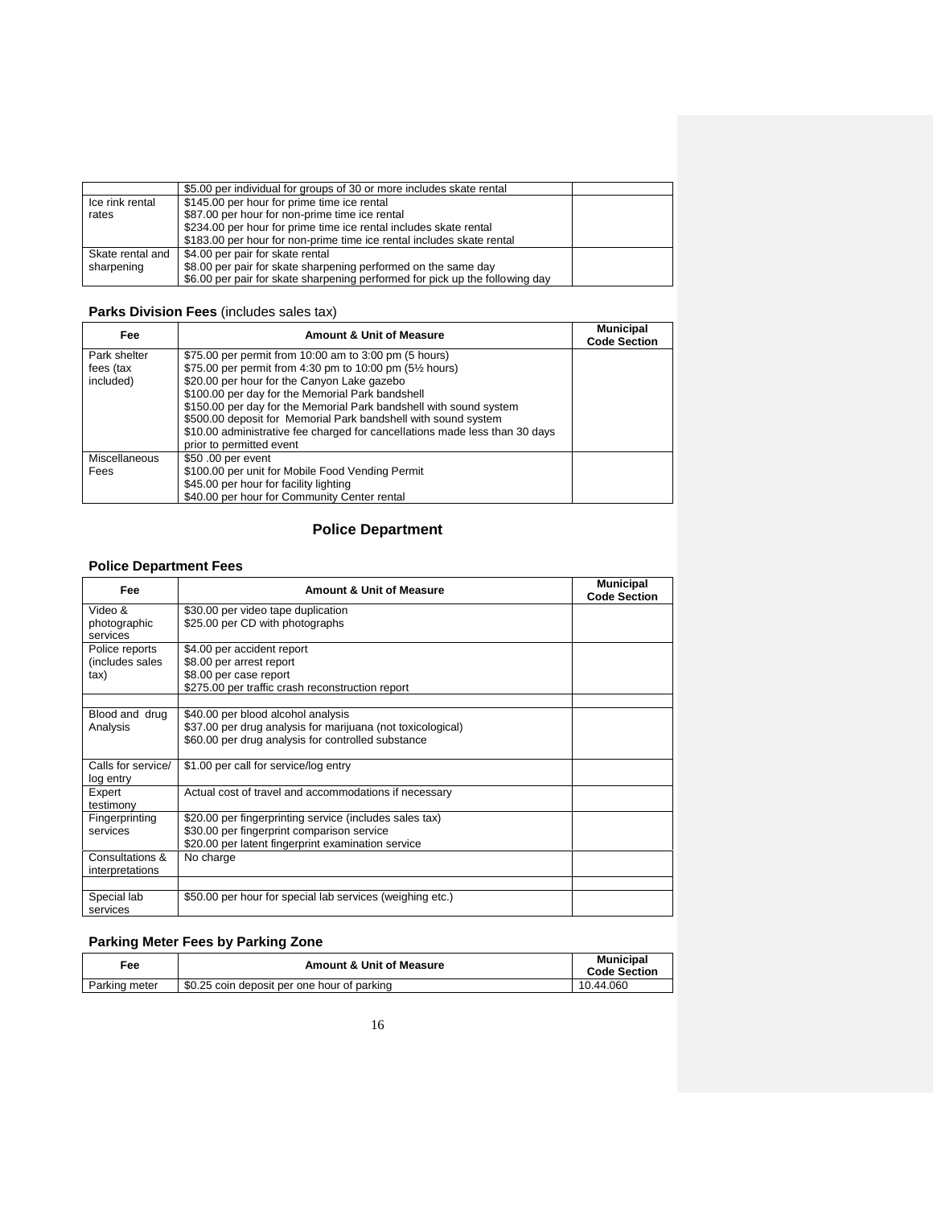| | | |
|---|---|---|
| | \$5.00 per individual for groups of 30 or more includes skate rental | |
| Ice rink rental rates | \$145.00 per hour for prime time ice rental<br>\$87.00 per hour for non-prime time ice rental<br>\$234.00 per hour for prime time ice rental includes skate rental<br>\$183.00 per hour for non-prime time ice rental includes skate rental | |
| Skate rental and sharpening | \$4.00 per pair for skate rental<br>\$8.00 per pair for skate sharpening performed on the same day<br>\$6.00 per pair for skate sharpening performed for pick up the following day | |

### Parks Division Fees (includes sales tax)

| Fee | Amount & Unit of Measure | Municipal Code Section |
|---|---|---|
| Park shelter fees (tax included) | \$75.00 per permit from 10:00 am to 3:00 pm (5 hours)<br>\$75.00 per permit from 4:30 pm to 10:00 pm (5½ hours)<br>\$20.00 per hour for the Canyon Lake gazebo<br>\$100.00 per day for the Memorial Park bandshell<br>\$150.00 per day for the Memorial Park bandshell with sound system<br>\$500.00 deposit for Memorial Park bandshell with sound system<br>\$10.00 administrative fee charged for cancellations made less than 30 days prior to permitted event | |
| Miscellaneous Fees | \$50 .00 per event<br>\$100.00 per unit for Mobile Food Vending Permit<br>\$45.00 per hour for facility lighting<br>\$40.00 per hour for Community Center rental | |

## Police Department

### Police Department Fees

| Fee | Amount & Unit of Measure | Municipal Code Section |
|---|---|---|
| Video & photographic services | \$30.00 per video tape duplication<br>\$25.00 per CD with photographs | |
| Police reports (includes sales tax) | \$4.00 per accident report<br>\$8.00 per arrest report<br>\$8.00 per case report<br>\$275.00 per traffic crash reconstruction report | |
| | | |
| Blood and drug Analysis | \$40.00 per blood alcohol analysis<br>\$37.00 per drug analysis for marijuana (not toxicological)<br>\$60.00 per drug analysis for controlled substance | |
| Calls for service/ log entry | \$1.00 per call for service/log entry | |
| Expert testimony | Actual cost of travel and accommodations if necessary | |
| Fingerprinting services | \$20.00 per fingerprinting service (includes sales tax)<br>\$30.00 per fingerprint comparison service<br>\$20.00 per latent fingerprint examination service | |
| Consultations & interpretations | No charge | |
| | | |
| Special lab services | \$50.00 per hour for special lab services (weighing etc.) | |

### Parking Meter Fees by Parking Zone

| Fee | Amount & Unit of Measure | Municipal Code Section |
|---|---|---|
| Parking meter | \$0.25 coin deposit per one hour of parking | 10.44.060 |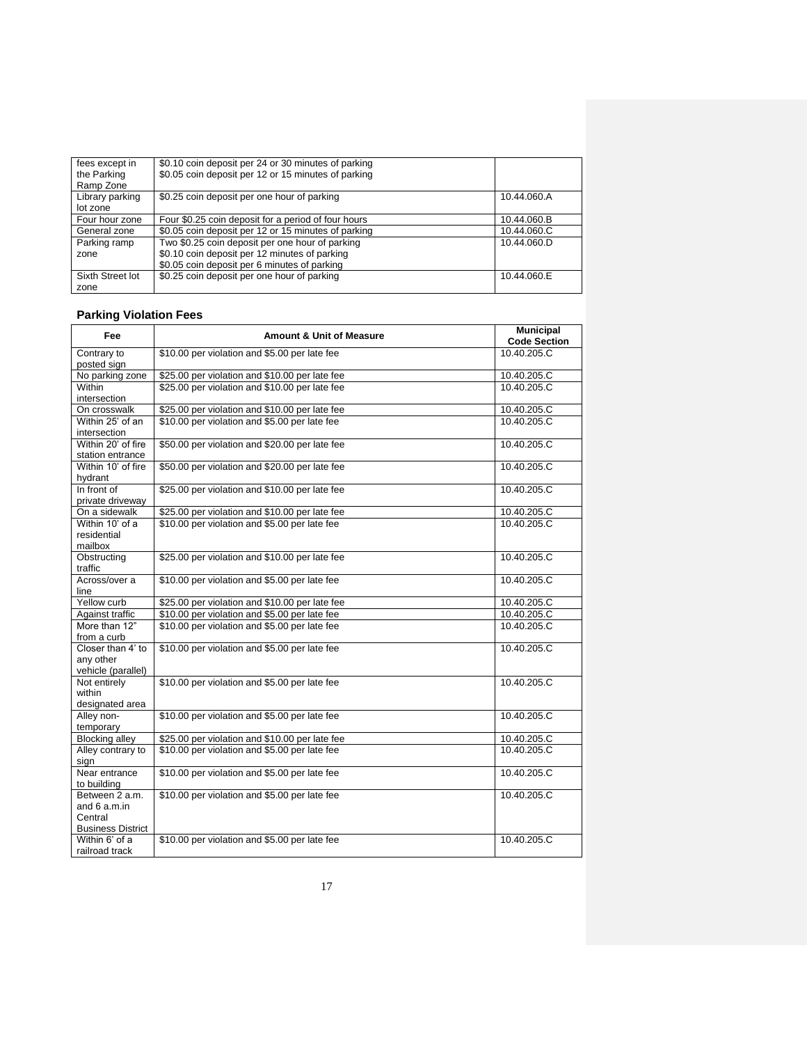| | | |
|---|---|---|
| fees except in the Parking Ramp Zone | \$0.10 coin deposit per 24 or 30 minutes of parking<br>\$0.05 coin deposit per 12 or 15 minutes of parking | |
| Library parking lot zone | \$0.25 coin deposit per one hour of parking | 10.44.060.A |
| Four hour zone | Four \$0.25 coin deposit for a period of four hours | 10.44.060.B |
| General zone | \$0.05 coin deposit per 12 or 15 minutes of parking | 10.44.060.C |
| Parking ramp zone | Two \$0.25 coin deposit per one hour of parking<br>\$0.10 coin deposit per 12 minutes of parking<br>\$0.05 coin deposit per 6 minutes of parking | 10.44.060.D |
| Sixth Street lot zone | \$0.25 coin deposit per one hour of parking | 10.44.060.E |

### Parking Violation Fees

| Fee | Amount & Unit of Measure | Municipal Code Section |
|---|---|---|
| Contrary to posted sign | \$10.00 per violation and \$5.00 per late fee | 10.40.205.C |
| No parking zone | \$25.00 per violation and \$10.00 per late fee | 10.40.205.C |
| Within intersection | \$25.00 per violation and \$10.00 per late fee | 10.40.205.C |
| On crosswalk | \$25.00 per violation and \$10.00 per late fee | 10.40.205.C |
| Within 25' of an intersection | \$10.00 per violation and \$5.00 per late fee | 10.40.205.C |
| Within 20' of fire station entrance | \$50.00 per violation and \$20.00 per late fee | 10.40.205.C |
| Within 10' of fire hydrant | \$50.00 per violation and \$20.00 per late fee | 10.40.205.C |
| In front of private driveway | \$25.00 per violation and \$10.00 per late fee | 10.40.205.C |
| On a sidewalk | \$25.00 per violation and \$10.00 per late fee | 10.40.205.C |
| Within 10' of a residential mailbox | \$10.00 per violation and \$5.00 per late fee | 10.40.205.C |
| Obstructing traffic | \$25.00 per violation and \$10.00 per late fee | 10.40.205.C |
| Across/over a line | \$10.00 per violation and \$5.00 per late fee | 10.40.205.C |
| Yellow curb | \$25.00 per violation and \$10.00 per late fee | 10.40.205.C |
| Against traffic | \$10.00 per violation and \$5.00 per late fee | 10.40.205.C |
| More than 12" from a curb | \$10.00 per violation and \$5.00 per late fee | 10.40.205.C |
| Closer than 4' to any other vehicle (parallel) | \$10.00 per violation and \$5.00 per late fee | 10.40.205.C |
| Not entirely within designated area | \$10.00 per violation and \$5.00 per late fee | 10.40.205.C |
| Alley non-temporary | \$10.00 per violation and \$5.00 per late fee | 10.40.205.C |
| Blocking alley | \$25.00 per violation and \$10.00 per late fee | 10.40.205.C |
| Alley contrary to sign | \$10.00 per violation and \$5.00 per late fee | 10.40.205.C |
| Near entrance to building | \$10.00 per violation and \$5.00 per late fee | 10.40.205.C |
| Between 2 a.m. and 6 a.m.in Central Business District | \$10.00 per violation and \$5.00 per late fee | 10.40.205.C |
| Within 6' of a railroad track | \$10.00 per violation and \$5.00 per late fee | 10.40.205.C |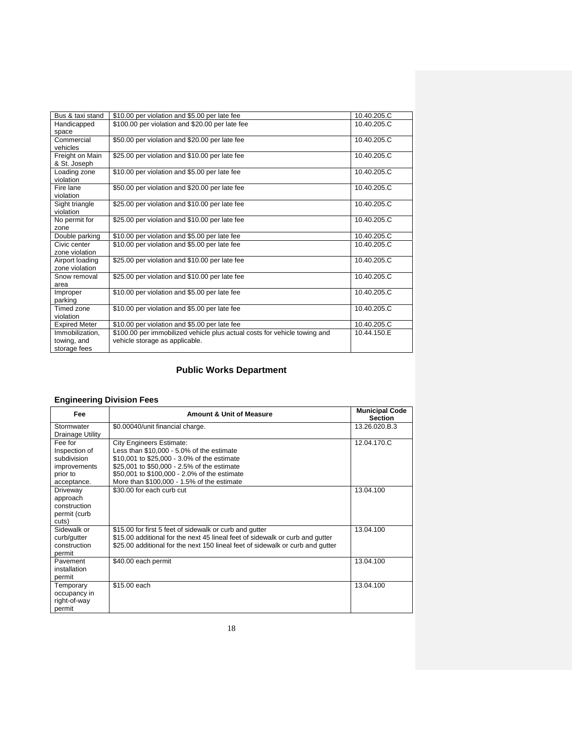| | | |
|---|---|---|
| Bus & taxi stand | $10.00 per violation and $5.00 per late fee | 10.40.205.C |
| Handicapped space | $100.00 per violation and $20.00 per late fee | 10.40.205.C |
| Commercial vehicles | $50.00 per violation and $20.00 per late fee | 10.40.205.C |
| Freight on Main & St. Joseph | $25.00 per violation and $10.00 per late fee | 10.40.205.C |
| Loading zone violation | $10.00 per violation and $5.00 per late fee | 10.40.205.C |
| Fire lane violation | $50.00 per violation and $20.00 per late fee | 10.40.205.C |
| Sight triangle violation | $25.00 per violation and $10.00 per late fee | 10.40.205.C |
| No permit for zone | $25.00 per violation and $10.00 per late fee | 10.40.205.C |
| Double parking | $10.00 per violation and $5.00 per late fee | 10.40.205.C |
| Civic center zone violation | $10.00 per violation and $5.00 per late fee | 10.40.205.C |
| Airport loading zone violation | $25.00 per violation and $10.00 per late fee | 10.40.205.C |
| Snow removal area | $25.00 per violation and $10.00 per late fee | 10.40.205.C |
| Improper parking | $10.00 per violation and $5.00 per late fee | 10.40.205.C |
| Timed zone violation | $10.00 per violation and $5.00 per late fee | 10.40.205.C |
| Expired Meter | $10.00 per violation and $5.00 per late fee | 10.40.205.C |
| Immobilization, towing, and storage fees | $100.00 per immobilized vehicle plus actual costs for vehicle towing and vehicle storage as applicable. | 10.44.150.E |

## Public Works Department

### Engineering Division Fees

| Fee | Amount & Unit of Measure | Municipal Code Section |
|---|---|---|
| Stormwater Drainage Utility | $0.00040/unit financial charge. | 13.26.020.B.3 |
| Fee for Inspection of subdivision improvements prior to acceptance. | City Engineers Estimate:<br>Less than $10,000 - 5.0% of the estimate<br>$10,001 to $25,000 - 3.0% of the estimate<br>$25,001 to $50,000 - 2.5% of the estimate<br>$50,001 to $100,000 - 2.0% of the estimate<br>More than $100,000 - 1.5% of the estimate | 12.04.170.C |
| Driveway approach construction permit (curb cuts) | $30.00 for each curb cut | 13.04.100 |
| Sidewalk or curb/gutter construction permit | $15.00 for first 5 feet of sidewalk or curb and gutter<br>$15.00 additional for the next 45 lineal feet of sidewalk or curb and gutter<br>$25.00 additional for the next 150 lineal feet of sidewalk or curb and gutter | 13.04.100 |
| Pavement installation permit | $40.00 each permit | 13.04.100 |
| Temporary occupancy in right-of-way permit | $15.00 each | 13.04.100 |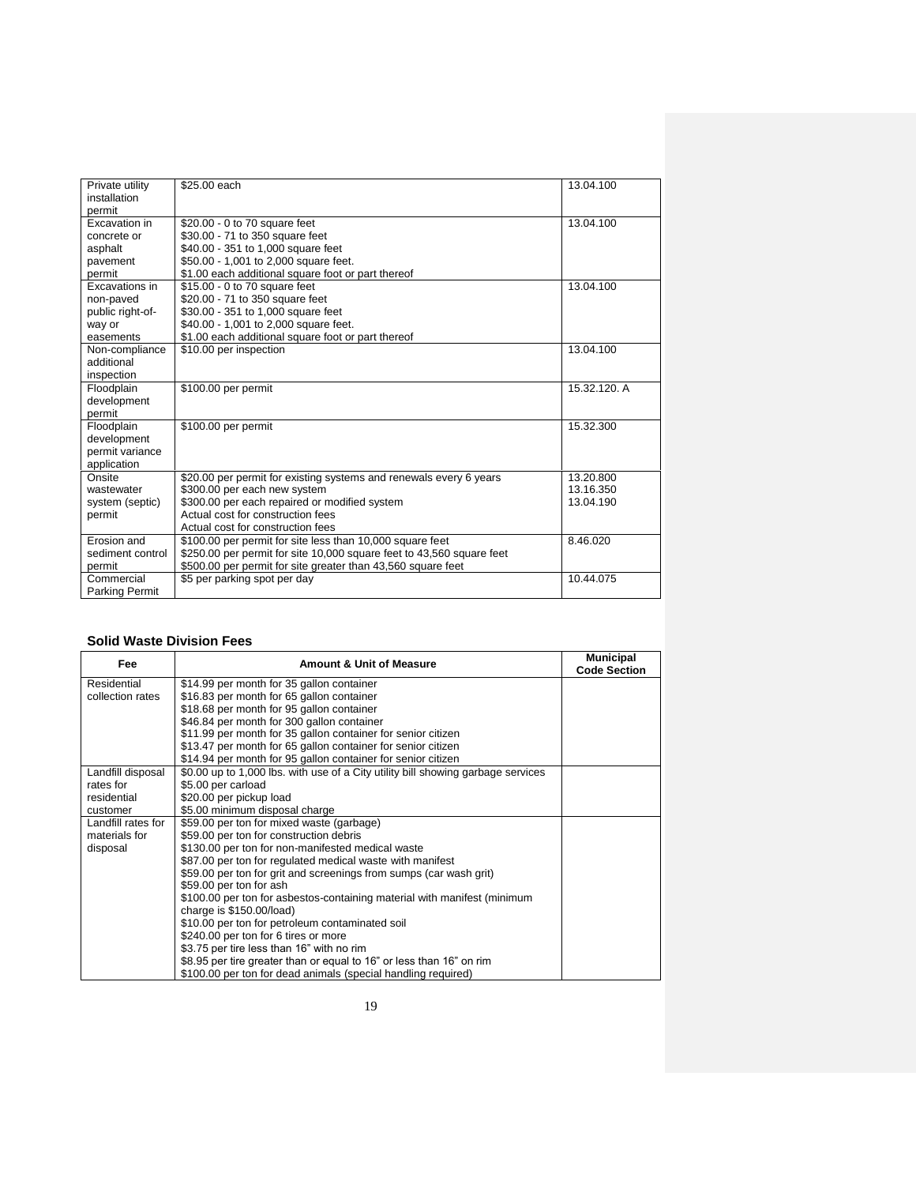| | | |
|---|---|---|
| Private utility installation permit | \$25.00 each | 13.04.100 |
| Excavation in concrete or asphalt pavement permit | \$20.00 - 0 to 70 square feet<br>\$30.00 - 71 to 350 square feet<br>\$40.00 - 351 to 1,000 square feet<br>\$50.00 - 1,001 to 2,000 square feet.<br>\$1.00 each additional square foot or part thereof | 13.04.100 |
| Excavations in non-paved public right-of-way or easements | \$15.00 - 0 to 70 square feet<br>\$20.00 - 71 to 350 square feet<br>\$30.00 - 351 to 1,000 square feet<br>\$40.00 - 1,001 to 2,000 square feet.<br>\$1.00 each additional square foot or part thereof | 13.04.100 |
| Non-compliance additional inspection | \$10.00 per inspection | 13.04.100 |
| Floodplain development permit | \$100.00 per permit | 15.32.120. A |
| Floodplain development permit variance application | \$100.00 per permit | 15.32.300 |
| Onsite wastewater system (septic) permit | \$20.00 per permit for existing systems and renewals every 6 years<br>\$300.00 per each new system<br>\$300.00 per each repaired or modified system<br>Actual cost for construction fees<br>Actual cost for construction fees | 13.20.800<br>13.16.350<br>13.04.190 |
| Erosion and sediment control permit | \$100.00 per permit for site less than 10,000 square feet<br>\$250.00 per permit for site 10,000 square feet to 43,560 square feet<br>\$500.00 per permit for site greater than 43,560 square feet | 8.46.020 |
| Commercial Parking Permit | \$5 per parking spot per day | 10.44.075 |

### Solid Waste Division Fees

| Fee | Amount & Unit of Measure | Municipal Code Section |
|---|---|---|
| Residential collection rates | \$14.99 per month for 35 gallon container<br>\$16.83 per month for 65 gallon container<br>\$18.68 per month for 95 gallon container<br>\$46.84 per month for 300 gallon container<br>\$11.99 per month for 35 gallon container for senior citizen<br>\$13.47 per month for 65 gallon container for senior citizen<br>\$14.94 per month for 95 gallon container for senior citizen | |
| Landfill disposal rates for residential customer | \$0.00 up to 1,000 lbs. with use of a City utility bill showing garbage services<br>\$5.00 per carload<br>\$20.00 per pickup load<br>\$5.00 minimum disposal charge | |
| Landfill rates for materials for disposal | \$59.00 per ton for mixed waste (garbage)<br>\$59.00 per ton for construction debris<br>\$130.00 per ton for non-manifested medical waste<br>\$87.00 per ton for regulated medical waste with manifest<br>\$59.00 per ton for grit and screenings from sumps (car wash grit)<br>\$59.00 per ton for ash<br>\$100.00 per ton for asbestos-containing material with manifest (minimum charge is \$150.00/load)<br>\$10.00 per ton for petroleum contaminated soil<br>\$240.00 per ton for 6 tires or more<br>\$3.75 per tire less than 16" with no rim<br>\$8.95 per tire greater than or equal to 16" or less than 16" on rim<br>\$100.00 per ton for dead animals (special handling required) | |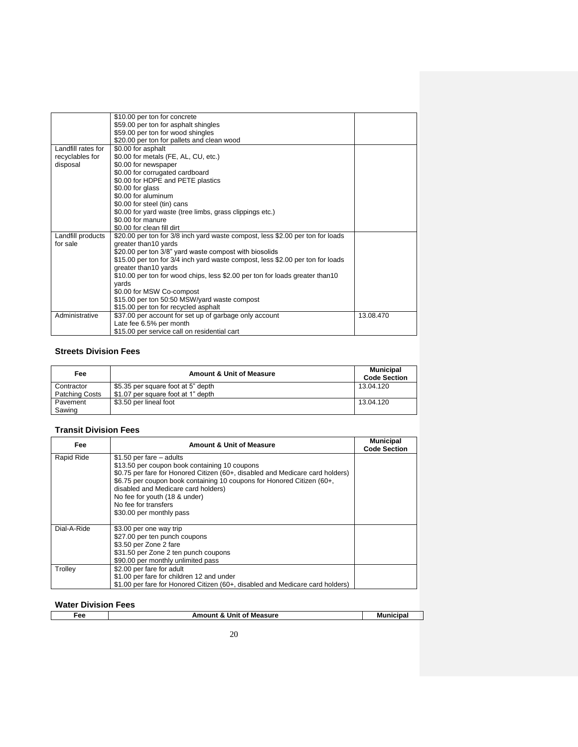| | | |
|---|---|---|
| | \$10.00 per ton for concrete<br>\$59.00 per ton for asphalt shingles<br>\$59.00 per ton for wood shingles<br>\$20.00 per ton for pallets and clean wood | |
| Landfill rates for recyclables for disposal | \$0.00 for asphalt<br>\$0.00 for metals (FE, AL, CU, etc.)<br>\$0.00 for newspaper<br>\$0.00 for corrugated cardboard<br>\$0.00 for HDPE and PETE plastics<br>\$0.00 for glass<br>\$0.00 for aluminum<br>\$0.00 for steel (tin) cans<br>\$0.00 for yard waste (tree limbs, grass clippings etc.)<br>\$0.00 for manure<br>\$0.00 for clean fill dirt | |
| Landfill products for sale | \$20.00 per ton for 3/8 inch yard waste compost, less \$2.00 per ton for loads greater than10 yards<br>\$20.00 per ton 3/8" yard waste compost with biosolids<br>\$15.00 per ton for 3/4 inch yard waste compost, less \$2.00 per ton for loads greater than10 yards<br>\$10.00 per ton for wood chips, less \$2.00 per ton for loads greater than10 yards<br>\$0.00 for MSW Co-compost<br>\$15.00 per ton 50:50 MSW/yard waste compost<br>\$15.00 per ton for recycled asphalt | |
| Administrative | \$37.00 per account for set up of garbage only account<br>Late fee 6.5% per month<br>\$15.00 per service call on residential cart | 13.08.470 |

### Streets Division Fees

| Fee | Amount & Unit of Measure | Municipal Code Section |
|---|---|---|
| Contractor Patching Costs | \$5.35 per square foot at 5" depth<br>\$1.07 per square foot at 1" depth | 13.04.120 |
| Pavement Sawing | \$3.50 per lineal foot | 13.04.120 |

### Transit Division Fees

| Fee | Amount & Unit of Measure | Municipal Code Section |
|---|---|---|
| Rapid Ride | \$1.50 per fare – adults<br>\$13.50 per coupon book containing 10 coupons<br>\$0.75 per fare for Honored Citizen (60+, disabled and Medicare card holders)<br>\$6.75 per coupon book containing 10 coupons for Honored Citizen (60+, disabled and Medicare card holders)<br>No fee for youth (18 & under)<br>No fee for transfers<br>\$30.00 per monthly pass | |
| Dial-A-Ride | \$3.00 per one way trip<br>\$27.00 per ten punch coupons<br>\$3.50 per Zone 2 fare<br>\$31.50 per Zone 2 ten punch coupons<br>\$90.00 per monthly unlimited pass | |
| Trolley | \$2.00 per fare for adult<br>\$1.00 per fare for children 12 and under<br>\$1.00 per fare for Honored Citizen (60+, disabled and Medicare card holders) | |

### Water Division Fees

| Fee | Amount & Unit of Measure | Municipal |
|---|---|---|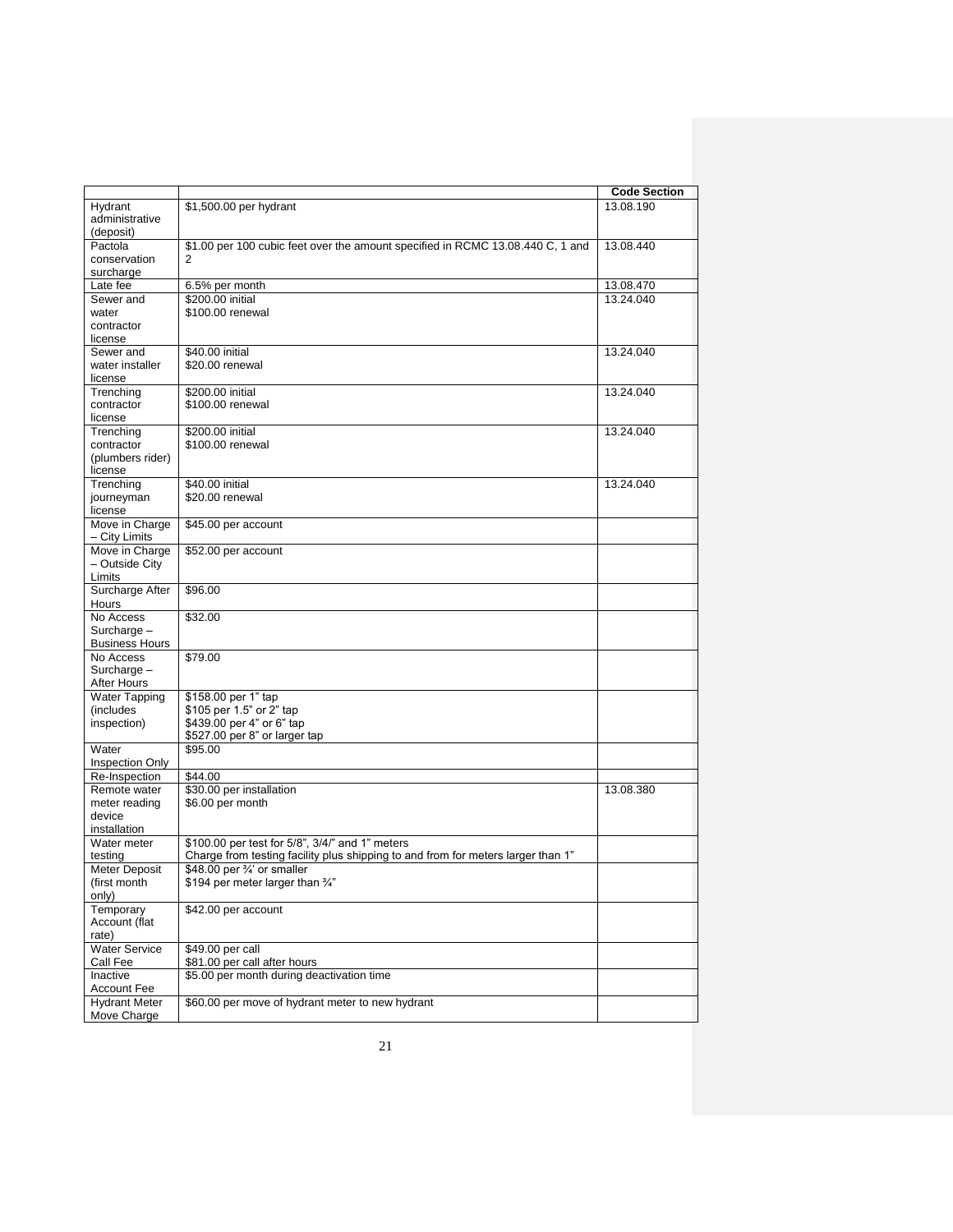| | | Code Section |
|---|---|---|
| Hydrant administrative (deposit) | $1,500.00 per hydrant | 13.08.190 |
| Pactola conservation surcharge | $1.00 per 100 cubic feet over the amount specified in RCMC 13.08.440 C, 1 and 2 | 13.08.440 |
| Late fee | 6.5% per month | 13.08.470 |
| Sewer and water contractor license | $200.00 initial<br>$100.00 renewal | 13.24.040 |
| Sewer and water installer license | $40.00 initial<br>$20.00 renewal | 13.24.040 |
| Trenching contractor license | $200.00 initial<br>$100.00 renewal | 13.24.040 |
| Trenching contractor (plumbers rider) license | $200.00 initial<br>$100.00 renewal | 13.24.040 |
| Trenching journeyman license | $40.00 initial<br>$20.00 renewal | 13.24.040 |
| Move in Charge – City Limits | $45.00 per account | |
| Move in Charge – Outside City Limits | $52.00 per account | |
| Surcharge After Hours | $96.00 | |
| No Access Surcharge – Business Hours | $32.00 | |
| No Access Surcharge – After Hours | $79.00 | |
| Water Tapping (includes inspection) | $158.00 per 1" tap<br>$105 per 1.5" or 2" tap<br>$439.00 per 4" or 6" tap<br>$527.00 per 8" or larger tap | |
| Water Inspection Only | $95.00 | |
| Re-Inspection | $44.00 | |
| Remote water meter reading device installation | $30.00 per installation<br>$6.00 per month | 13.08.380 |
| Water meter testing | $100.00 per test for 5/8", 3/4/" and 1" meters<br>Charge from testing facility plus shipping to and from for meters larger than 1" | |
| Meter Deposit (first month only) | $48.00 per ¾' or smaller<br>$194 per meter larger than ¾" | |
| Temporary Account (flat rate) | $42.00 per account | |
| Water Service Call Fee | $49.00 per call<br>$81.00 per call after hours | |
| Inactive Account Fee | $5.00 per month during deactivation time | |
| Hydrant Meter Move Charge | $60.00 per move of hydrant meter to new hydrant | |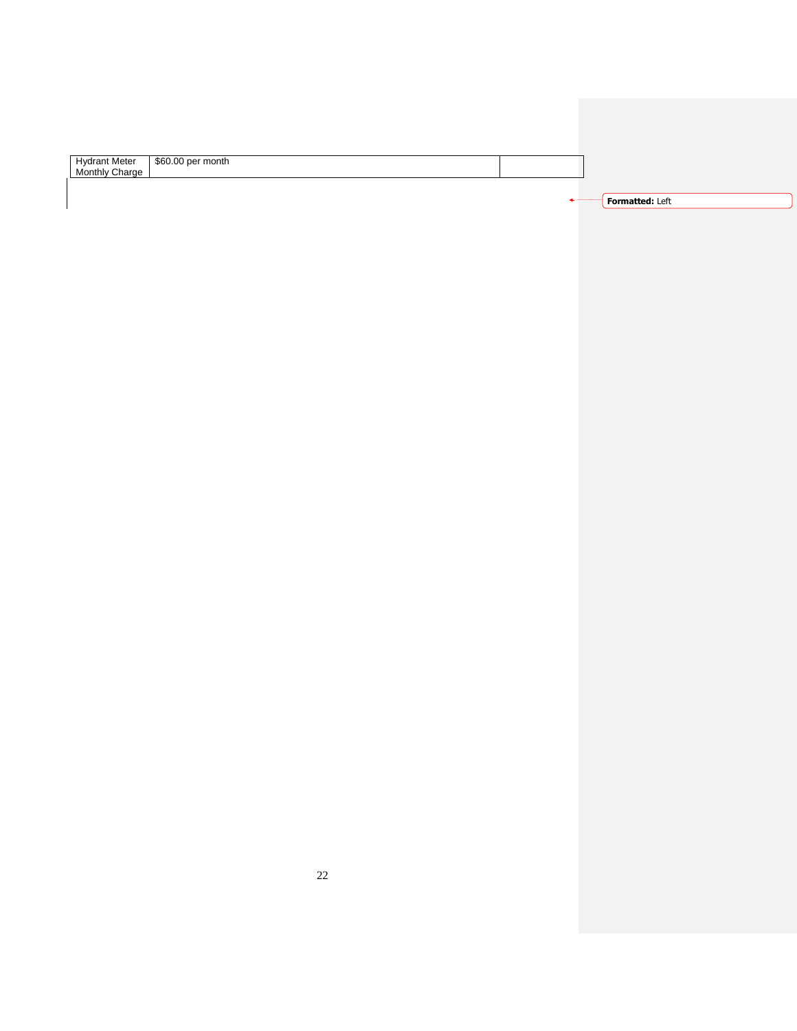| Hydrant Meter Monthly Charge | $60.00 per month | |
|---|---|---|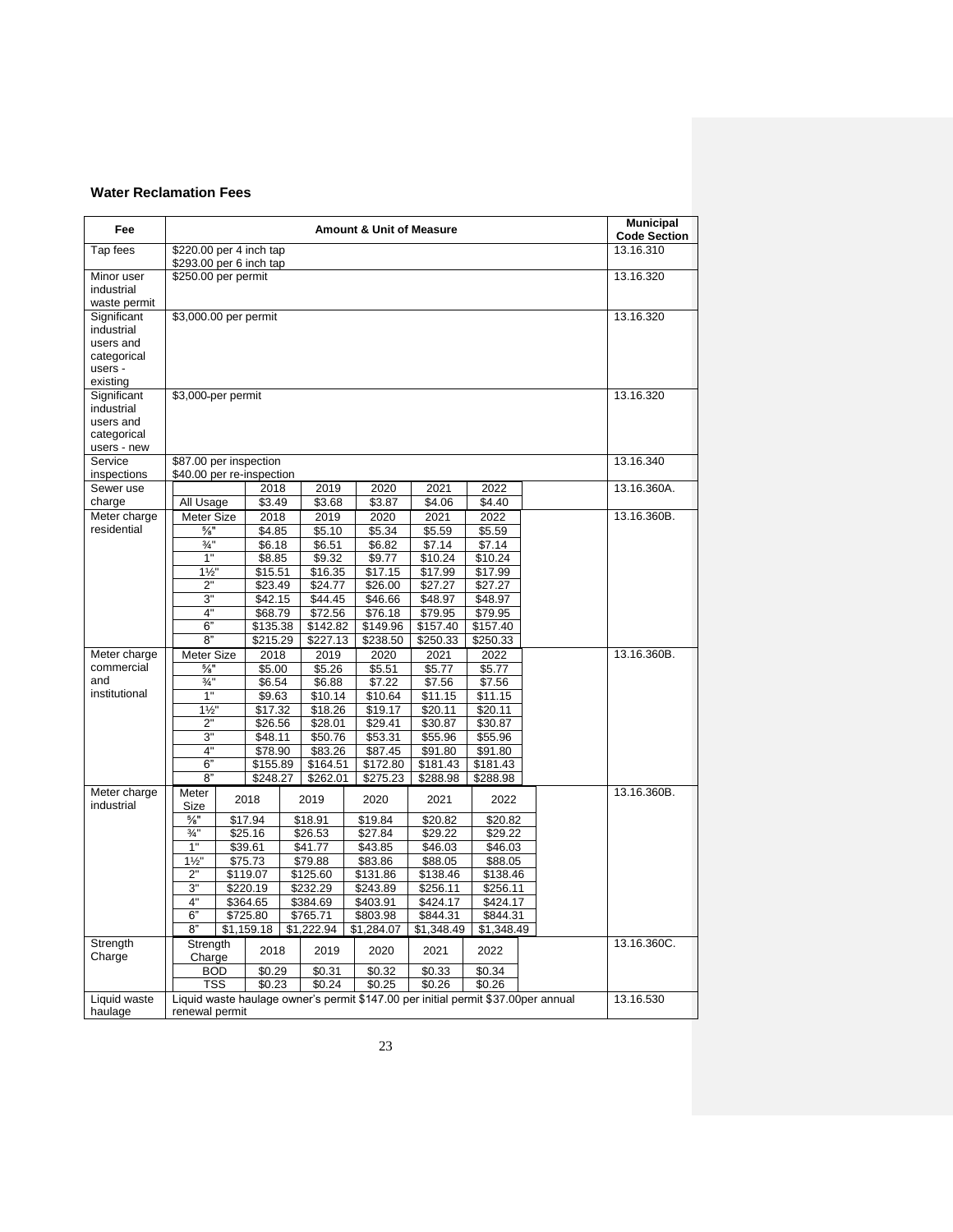### Water Reclamation Fees

| Fee | Amount & Unit of Measure | | | | | | Municipal Code Section |
|---|---|---|---|---|---|---|---|
| Tap fees | $220.00 per 4 inch tap<br>$293.00 per 6 inch tap | | | | | | 13.16.310 |
| Minor user industrial waste permit | $250.00 per permit | | | | | | 13.16.320 |
| Significant industrial users and categorical users - existing | $3,000.00 per permit | | | | | | 13.16.320 |
| Significant industrial users and categorical users - new | $3,000-per permit | | | | | | 13.16.320 |
| Service inspections | $87.00 per inspection<br>$40.00 per re-inspection | | | | | | 13.16.340 |
| Sewer use charge | | 2018 | 2019 | 2020 | 2021 | 2022 | 13.16.360A. |
| | All Usage | $3.49 | $3.68 | $3.87 | $4.06 | $4.40 | |
| Meter charge residential | Meter Size | 2018 | 2019 | 2020 | 2021 | 2022 | 13.16.360B. |
| | ⅝" | $4.85 | $5.10 | $5.34 | $5.59 | $5.59 | |
| | ¾" | $6.18 | $6.51 | $6.82 | $7.14 | $7.14 | |
| | 1" | $8.85 | $9.32 | $9.77 | $10.24 | $10.24 | |
| | 1½" | $15.51 | $16.35 | $17.15 | $17.99 | $17.99 | |
| | 2" | $23.49 | $24.77 | $26.00 | $27.27 | $27.27 | |
| | 3" | $42.15 | $44.45 | $46.66 | $48.97 | $48.97 | |
| | 4" | $68.79 | $72.56 | $76.18 | $79.95 | $79.95 | |
| | 6" | $135.38 | $142.82 | $149.96 | $157.40 | $157.40 | |
| | 8" | $215.29 | $227.13 | $238.50 | $250.33 | $250.33 | |
| Meter charge commercial and institutional | Meter Size | 2018 | 2019 | 2020 | 2021 | 2022 | 13.16.360B. |
| | ⅝" | $5.00 | $5.26 | $5.51 | $5.77 | $5.77 | |
| | ¾" | $6.54 | $6.88 | $7.22 | $7.56 | $7.56 | |
| | 1" | $9.63 | $10.14 | $10.64 | $11.15 | $11.15 | |
| | 1½" | $17.32 | $18.26 | $19.17 | $20.11 | $20.11 | |
| | 2" | $26.56 | $28.01 | $29.41 | $30.87 | $30.87 | |
| | 3" | $48.11 | $50.76 | $53.31 | $55.96 | $55.96 | |
| | 4" | $78.90 | $83.26 | $87.45 | $91.80 | $91.80 | |
| | 6" | $155.89 | $164.51 | $172.80 | $181.43 | $181.43 | |
| | 8" | $248.27 | $262.01 | $275.23 | $288.98 | $288.98 | |
| Meter charge industrial | Meter Size | 2018 | 2019 | 2020 | 2021 | 2022 | 13.16.360B. |
| | ⅝" | $17.94 | $18.91 | $19.84 | $20.82 | $20.82 | |
| | ¾" | $25.16 | $26.53 | $27.84 | $29.22 | $29.22 | |
| | 1" | $39.61 | $41.77 | $43.85 | $46.03 | $46.03 | |
| | 1½" | $75.73 | $79.88 | $83.86 | $88.05 | $88.05 | |
| | 2" | $119.07 | $125.60 | $131.86 | $138.46 | $138.46 | |
| | 3" | $220.19 | $232.29 | $243.89 | $256.11 | $256.11 | |
| | 4" | $364.65 | $384.69 | $403.91 | $424.17 | $424.17 | |
| | 6" | $725.80 | $765.71 | $803.98 | $844.31 | $844.31 | |
| | 8" | $1,159.18 | $1,222.94 | $1,284.07 | $1,348.49 | $1,348.49 | |
| Strength Charge | Strength Charge | 2018 | 2019 | 2020 | 2021 | 2022 | 13.16.360C. |
| | BOD | $0.29 | $0.31 | $0.32 | $0.33 | $0.34 | |
| | TSS | $0.23 | $0.24 | $0.25 | $0.26 | $0.26 | |
| Liquid waste haulage | Liquid waste haulage owner's permit $147.00 per initial permit $37.00per annual renewal permit | | | | | | 13.16.530 |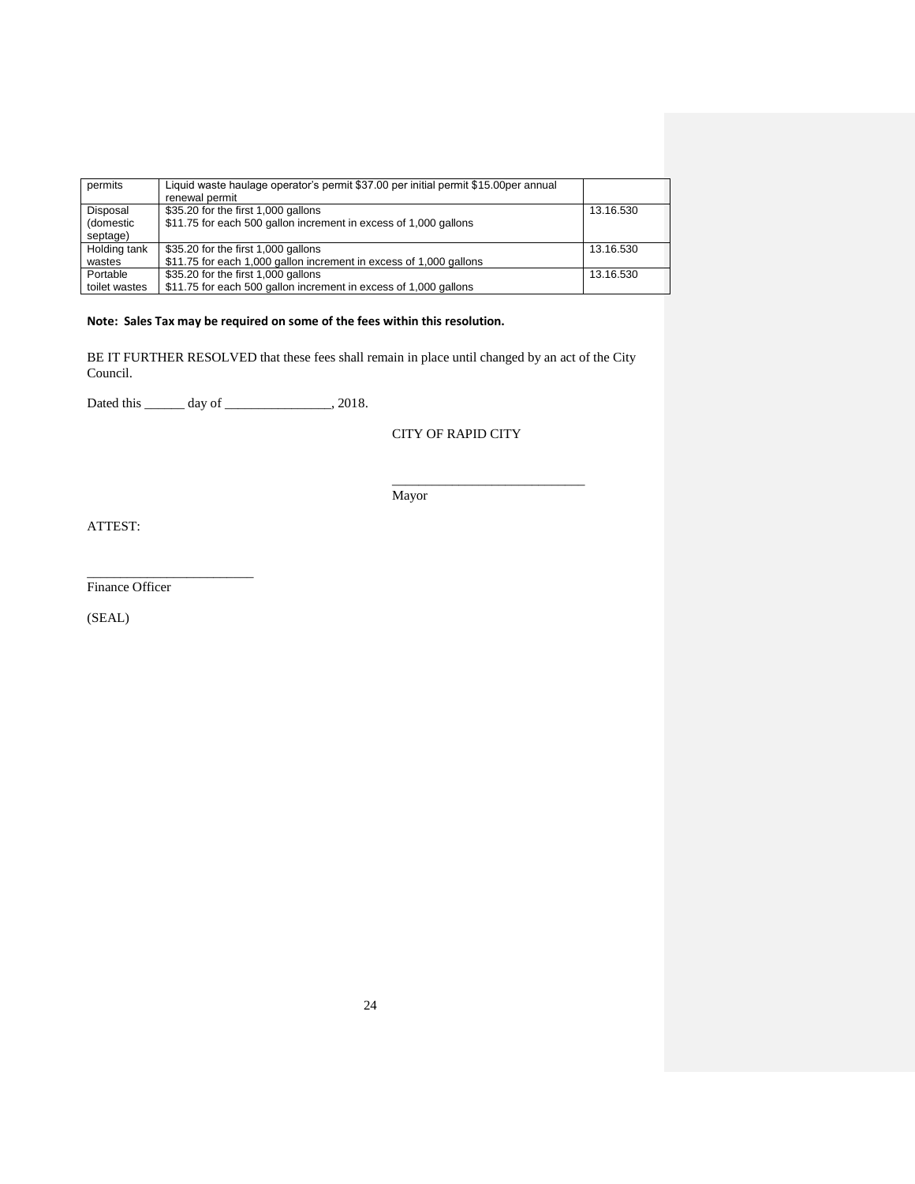| | | |
|---|---|---|
| permits | Liquid waste haulage operator's permit $37.00 per initial permit $15.00per annual renewal permit | |
| Disposal (domestic septage) | $35.20 for the first 1,000 gallons<br>$11.75 for each 500 gallon increment in excess of 1,000 gallons | 13.16.530 |
| Holding tank wastes | $35.20 for the first 1,000 gallons<br>$11.75 for each 1,000 gallon increment in excess of 1,000 gallons | 13.16.530 |
| Portable toilet wastes | $35.20 for the first 1,000 gallons<br>$11.75 for each 500 gallon increment in excess of 1,000 gallons | 13.16.530 |

**Note: Sales Tax may be required on some of the fees within this resolution.**

BE IT FURTHER RESOLVED that these fees shall remain in place until changed by an act of the City Council.

Dated this ______ day of ________________, 2018.

CITY OF RAPID CITY

_____________________________
Mayor

ATTEST:

_________________________
Finance Officer

(SEAL)